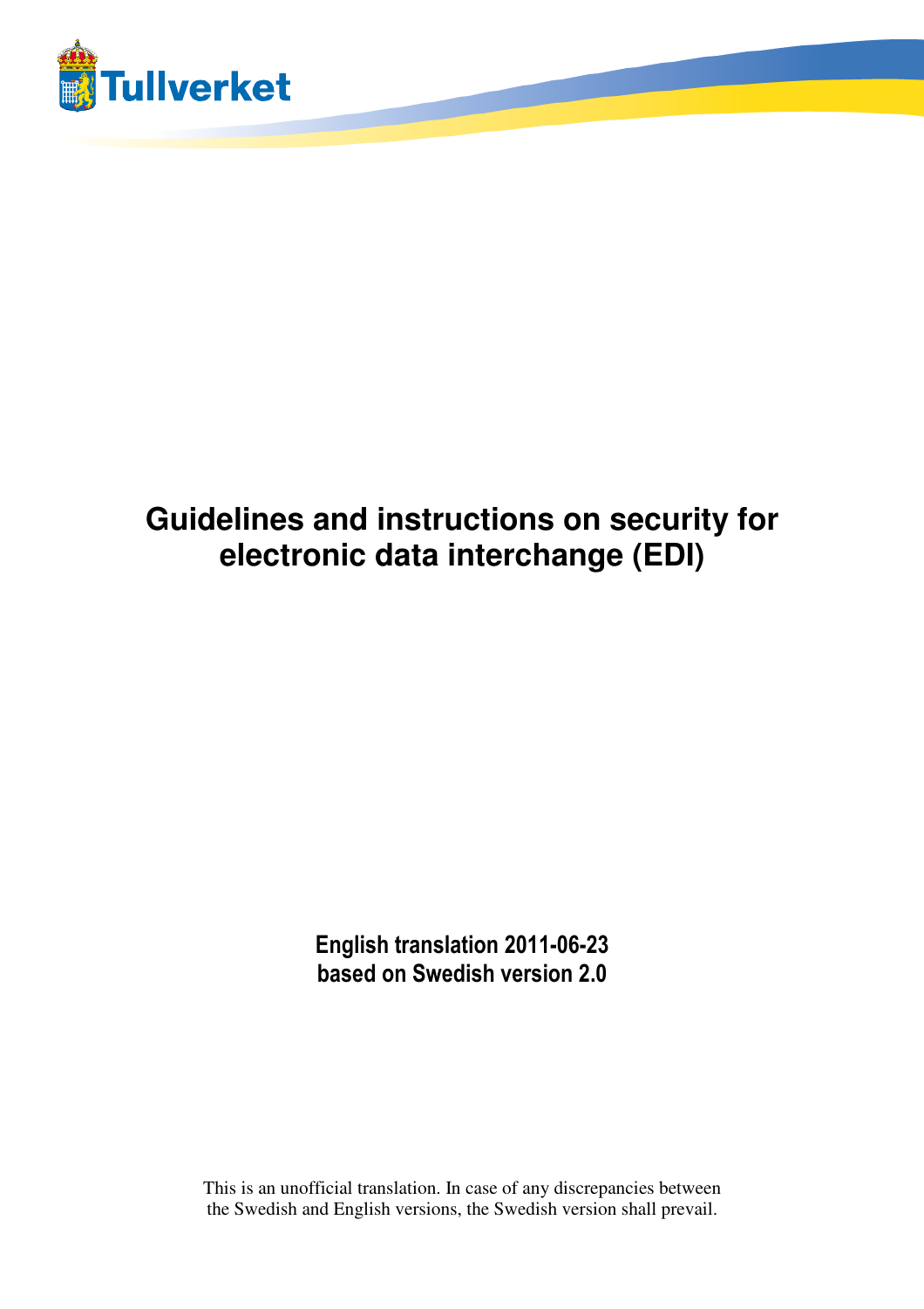Tullverket

# Guidelines and instructions on security for electronic data interchange (EDI)

**English translation 2011-06-23**
**based on Swedish version 2.0**

This is an unofficial translation. In case of any discrepancies between the Swedish and English versions, the Swedish version shall prevail.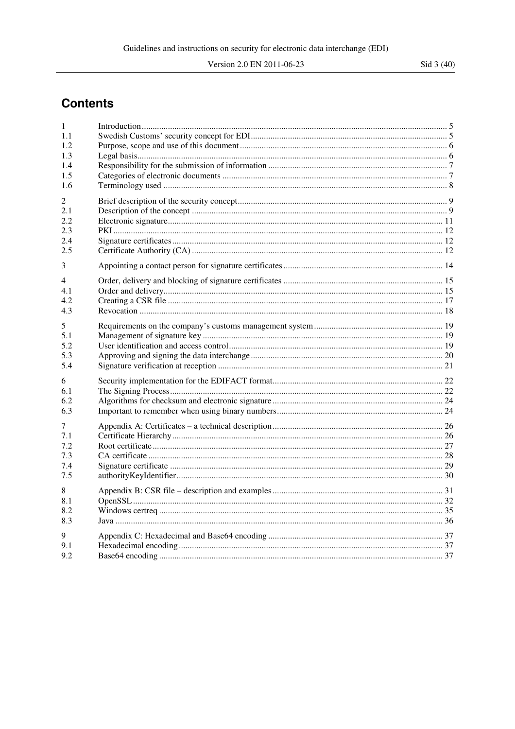# Contents

| | | |
|---|---|---|
| 1 | Introduction | 5 |
| 1.1 | Swedish Customs' security concept for EDI | 5 |
| 1.2 | Purpose, scope and use of this document | 6 |
| 1.3 | Legal basis | 6 |
| 1.4 | Responsibility for the submission of information | 7 |
| 1.5 | Categories of electronic documents | 7 |
| 1.6 | Terminology used | 8 |
| 2 | Brief description of the security concept | 9 |
| 2.1 | Description of the concept | 9 |
| 2.2 | Electronic signature | 11 |
| 2.3 | PKI | 12 |
| 2.4 | Signature certificates | 12 |
| 2.5 | Certificate Authority (CA) | 12 |
| 3 | Appointing a contact person for signature certificates | 14 |
| 4 | Order, delivery and blocking of signature certificates | 15 |
| 4.1 | Order and delivery | 15 |
| 4.2 | Creating a CSR file | 17 |
| 4.3 | Revocation | 18 |
| 5 | Requirements on the company's customs management system | 19 |
| 5.1 | Management of signature key | 19 |
| 5.2 | User identification and access control | 19 |
| 5.3 | Approving and signing the data interchange | 20 |
| 5.4 | Signature verification at reception | 21 |
| 6 | Security implementation for the EDIFACT format | 22 |
| 6.1 | The Signing Process | 22 |
| 6.2 | Algorithms for checksum and electronic signature | 24 |
| 6.3 | Important to remember when using binary numbers | 24 |
| 7 | Appendix A: Certificates – a technical description | 26 |
| 7.1 | Certificate Hierarchy | 26 |
| 7.2 | Root certificate | 27 |
| 7.3 | CA certificate | 28 |
| 7.4 | Signature certificate | 29 |
| 7.5 | authorityKeyIdentifier | 30 |
| 8 | Appendix B: CSR file – description and examples | 31 |
| 8.1 | OpenSSL | 32 |
| 8.2 | Windows certreq | 35 |
| 8.3 | Java | 36 |
| 9 | Appendix C: Hexadecimal and Base64 encoding | 37 |
| 9.1 | Hexadecimal encoding | 37 |
| 9.2 | Base64 encoding | 37 |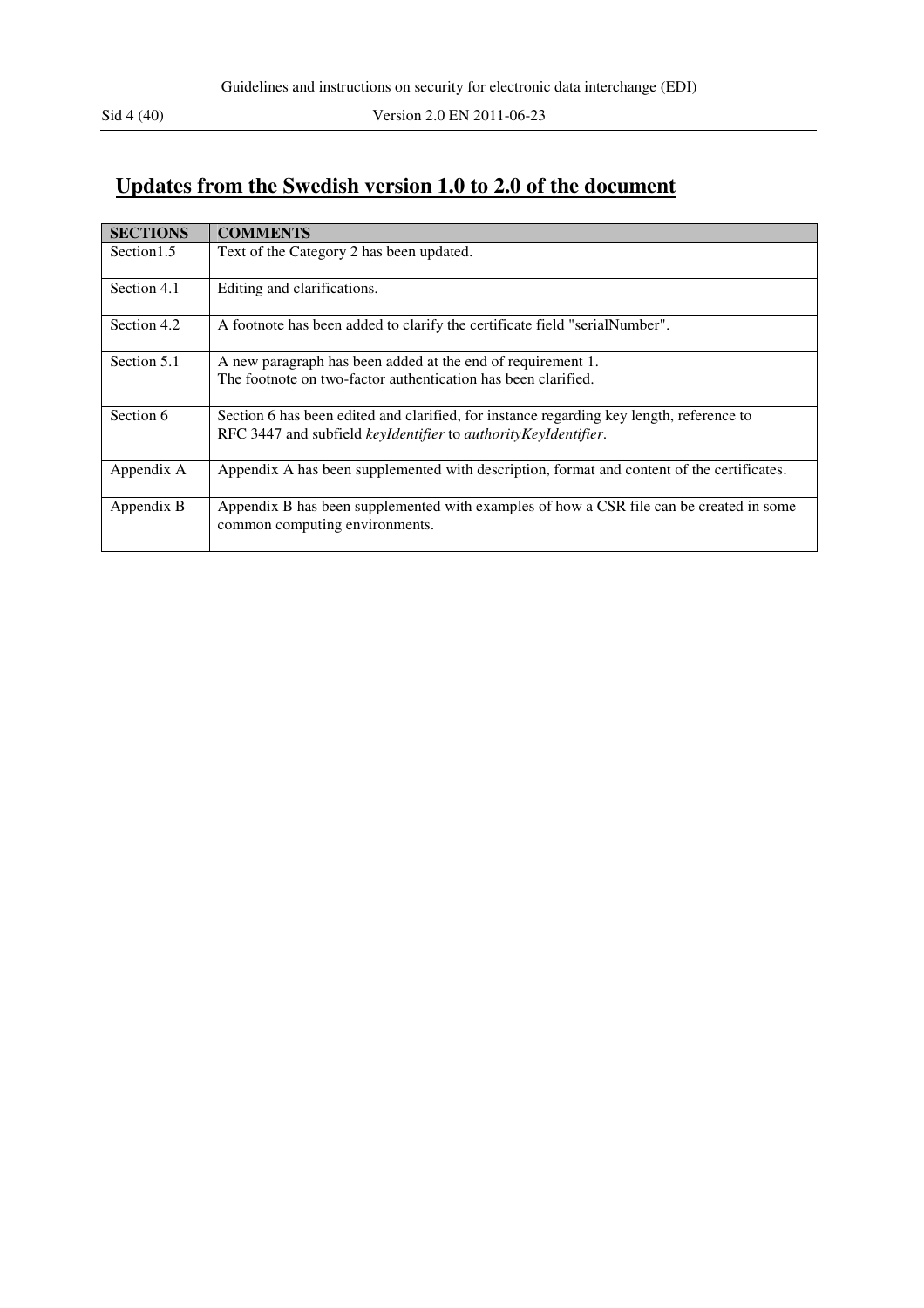# Updates from the Swedish version 1.0 to 2.0 of the document

| SECTIONS | COMMENTS |
|---|---|
| Section1.5 | Text of the Category 2 has been updated. |
| Section 4.1 | Editing and clarifications. |
| Section 4.2 | A footnote has been added to clarify the certificate field "serialNumber". |
| Section 5.1 | A new paragraph has been added at the end of requirement 1.<br>The footnote on two-factor authentication has been clarified. |
| Section 6 | Section 6 has been edited and clarified, for instance regarding key length, reference to RFC 3447 and subfield *keyIdentifier* to *authorityKeyIdentifier*. |
| Appendix A | Appendix A has been supplemented with description, format and content of the certificates. |
| Appendix B | Appendix B has been supplemented with examples of how a CSR file can be created in some common computing environments. |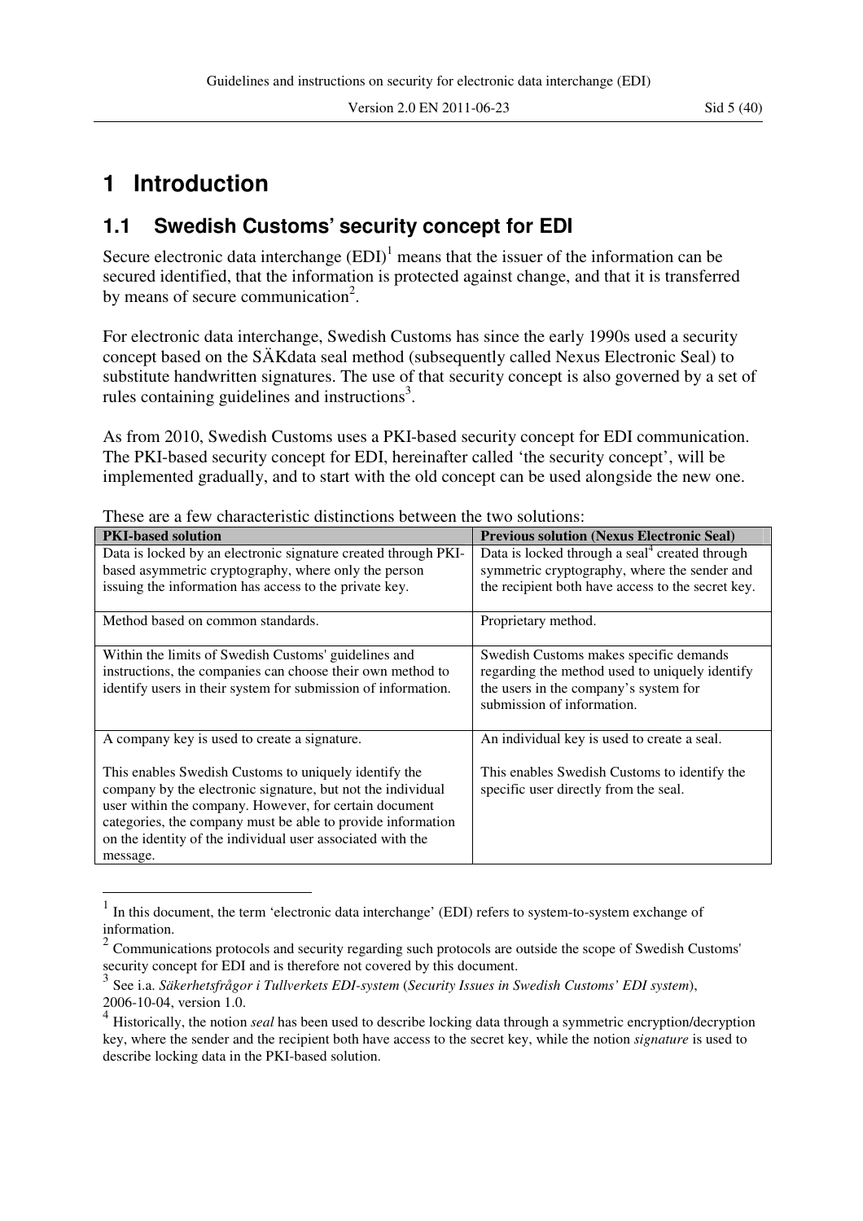# 1 Introduction

## 1.1 Swedish Customs' security concept for EDI

Secure electronic data interchange (EDI)[1] means that the issuer of the information can be secured identified, that the information is protected against change, and that it is transferred by means of secure communication[2].

For electronic data interchange, Swedish Customs has since the early 1990s used a security concept based on the SÄKdata seal method (subsequently called Nexus Electronic Seal) to substitute handwritten signatures. The use of that security concept is also governed by a set of rules containing guidelines and instructions[3].

As from 2010, Swedish Customs uses a PKI-based security concept for EDI communication. The PKI-based security concept for EDI, hereinafter called 'the security concept', will be implemented gradually, and to start with the old concept can be used alongside the new one.

These are a few characteristic distinctions between the two solutions:

| PKI-based solution | Previous solution (Nexus Electronic Seal) |
|---|---|
| Data is locked by an electronic signature created through PKI-based asymmetric cryptography, where only the person issuing the information has access to the private key. | Data is locked through a seal[4] created through symmetric cryptography, where the sender and the recipient both have access to the secret key. |
| Method based on common standards. | Proprietary method. |
| Within the limits of Swedish Customs' guidelines and instructions, the companies can choose their own method to identify users in their system for submission of information. | Swedish Customs makes specific demands regarding the method used to uniquely identify the users in the company's system for submission of information. |
| A company key is used to create a signature.<br><br>This enables Swedish Customs to uniquely identify the company by the electronic signature, but not the individual user within the company. However, for certain document categories, the company must be able to provide information on the identity of the individual user associated with the message. | An individual key is used to create a seal.<br><br>This enables Swedish Customs to identify the specific user directly from the seal. |

---

[1] In this document, the term 'electronic data interchange' (EDI) refers to system-to-system exchange of information.

[2] Communications protocols and security regarding such protocols are outside the scope of Swedish Customs' security concept for EDI and is therefore not covered by this document.

[3] See i.a. *Säkerhetsfrågor i Tullverkets EDI-system* (*Security Issues in Swedish Customs' EDI system*), 2006-10-04, version 1.0.

[4] Historically, the notion *seal* has been used to describe locking data through a symmetric encryption/decryption key, where the sender and the recipient both have access to the secret key, while the notion *signature* is used to describe locking data in the PKI-based solution.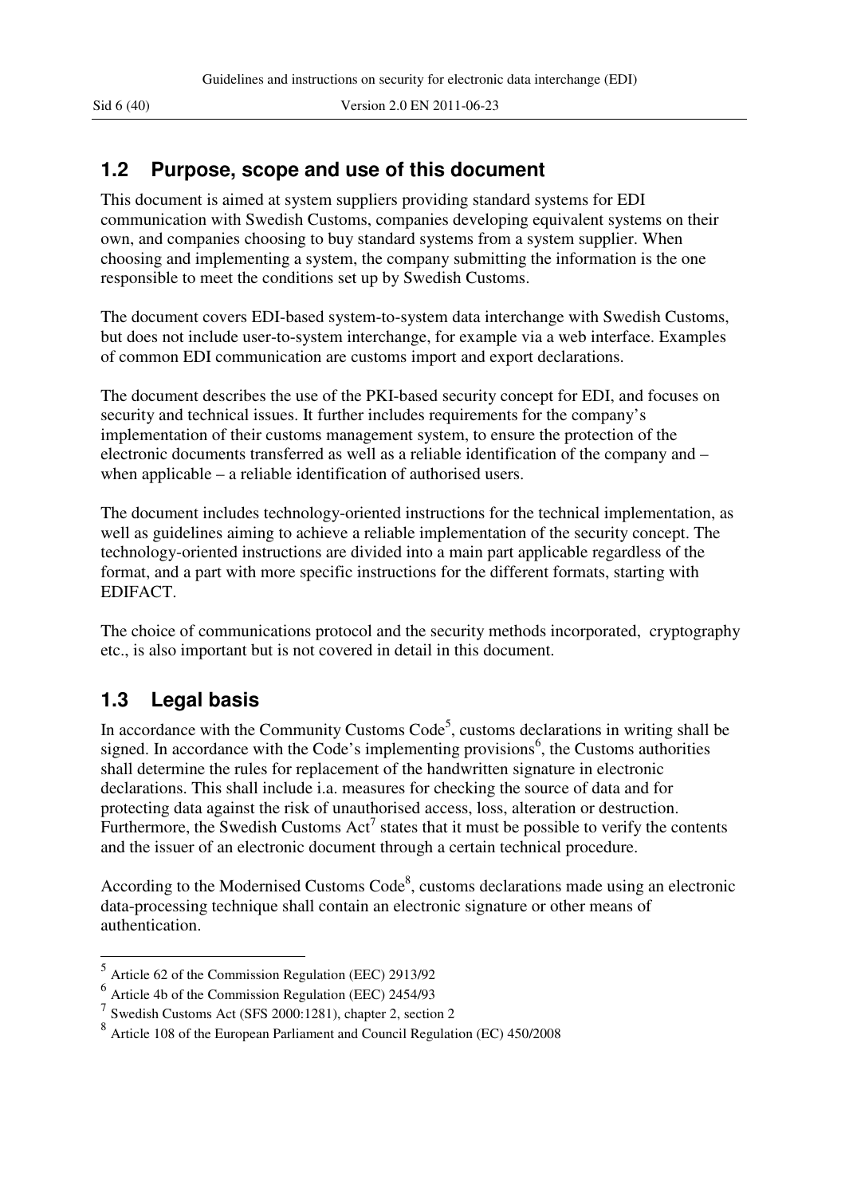## 1.2 Purpose, scope and use of this document

This document is aimed at system suppliers providing standard systems for EDI communication with Swedish Customs, companies developing equivalent systems on their own, and companies choosing to buy standard systems from a system supplier. When choosing and implementing a system, the company submitting the information is the one responsible to meet the conditions set up by Swedish Customs.

The document covers EDI-based system-to-system data interchange with Swedish Customs, but does not include user-to-system interchange, for example via a web interface. Examples of common EDI communication are customs import and export declarations.

The document describes the use of the PKI-based security concept for EDI, and focuses on security and technical issues. It further includes requirements for the company's implementation of their customs management system, to ensure the protection of the electronic documents transferred as well as a reliable identification of the company and – when applicable – a reliable identification of authorised users.

The document includes technology-oriented instructions for the technical implementation, as well as guidelines aiming to achieve a reliable implementation of the security concept. The technology-oriented instructions are divided into a main part applicable regardless of the format, and a part with more specific instructions for the different formats, starting with EDIFACT.

The choice of communications protocol and the security methods incorporated, cryptography etc., is also important but is not covered in detail in this document.

## 1.3 Legal basis

In accordance with the Community Customs Code[5], customs declarations in writing shall be signed. In accordance with the Code's implementing provisions[6], the Customs authorities shall determine the rules for replacement of the handwritten signature in electronic declarations. This shall include i.a. measures for checking the source of data and for protecting data against the risk of unauthorised access, loss, alteration or destruction. Furthermore, the Swedish Customs Act[7] states that it must be possible to verify the contents and the issuer of an electronic document through a certain technical procedure.

According to the Modernised Customs Code[8], customs declarations made using an electronic data-processing technique shall contain an electronic signature or other means of authentication.

---

[5] Article 62 of the Commission Regulation (EEC) 2913/92

[6] Article 4b of the Commission Regulation (EEC) 2454/93

[7] Swedish Customs Act (SFS 2000:1281), chapter 2, section 2

[8] Article 108 of the European Parliament and Council Regulation (EC) 450/2008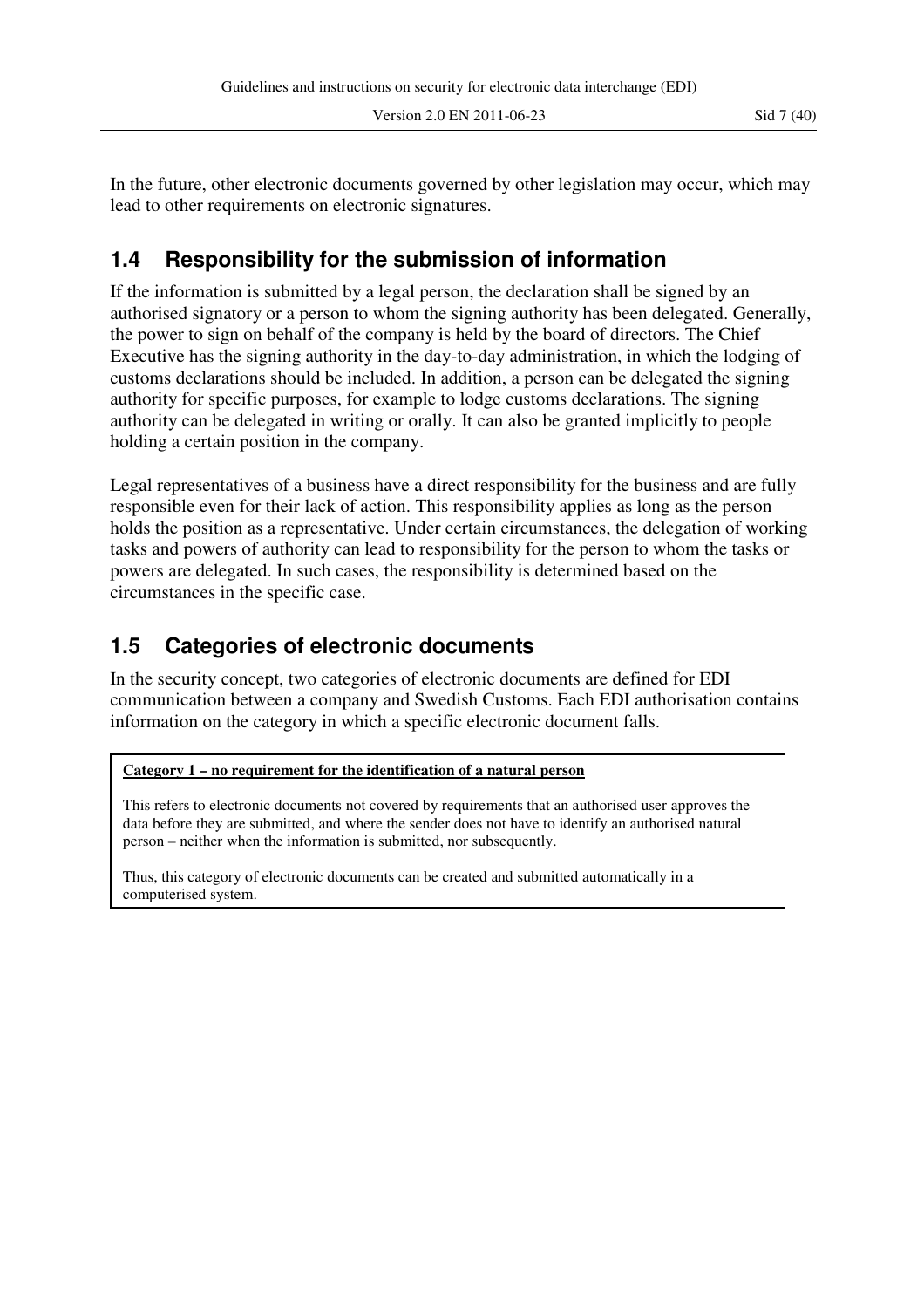In the future, other electronic documents governed by other legislation may occur, which may lead to other requirements on electronic signatures.

## 1.4 Responsibility for the submission of information

If the information is submitted by a legal person, the declaration shall be signed by an authorised signatory or a person to whom the signing authority has been delegated. Generally, the power to sign on behalf of the company is held by the board of directors. The Chief Executive has the signing authority in the day-to-day administration, in which the lodging of customs declarations should be included. In addition, a person can be delegated the signing authority for specific purposes, for example to lodge customs declarations. The signing authority can be delegated in writing or orally. It can also be granted implicitly to people holding a certain position in the company.

Legal representatives of a business have a direct responsibility for the business and are fully responsible even for their lack of action. This responsibility applies as long as the person holds the position as a representative. Under certain circumstances, the delegation of working tasks and powers of authority can lead to responsibility for the person to whom the tasks or powers are delegated. In such cases, the responsibility is determined based on the circumstances in the specific case.

## 1.5 Categories of electronic documents

In the security concept, two categories of electronic documents are defined for EDI communication between a company and Swedish Customs. Each EDI authorisation contains information on the category in which a specific electronic document falls.

**Category 1 – no requirement for the identification of a natural person**

This refers to electronic documents not covered by requirements that an authorised user approves the data before they are submitted, and where the sender does not have to identify an authorised natural person – neither when the information is submitted, nor subsequently.

Thus, this category of electronic documents can be created and submitted automatically in a computerised system.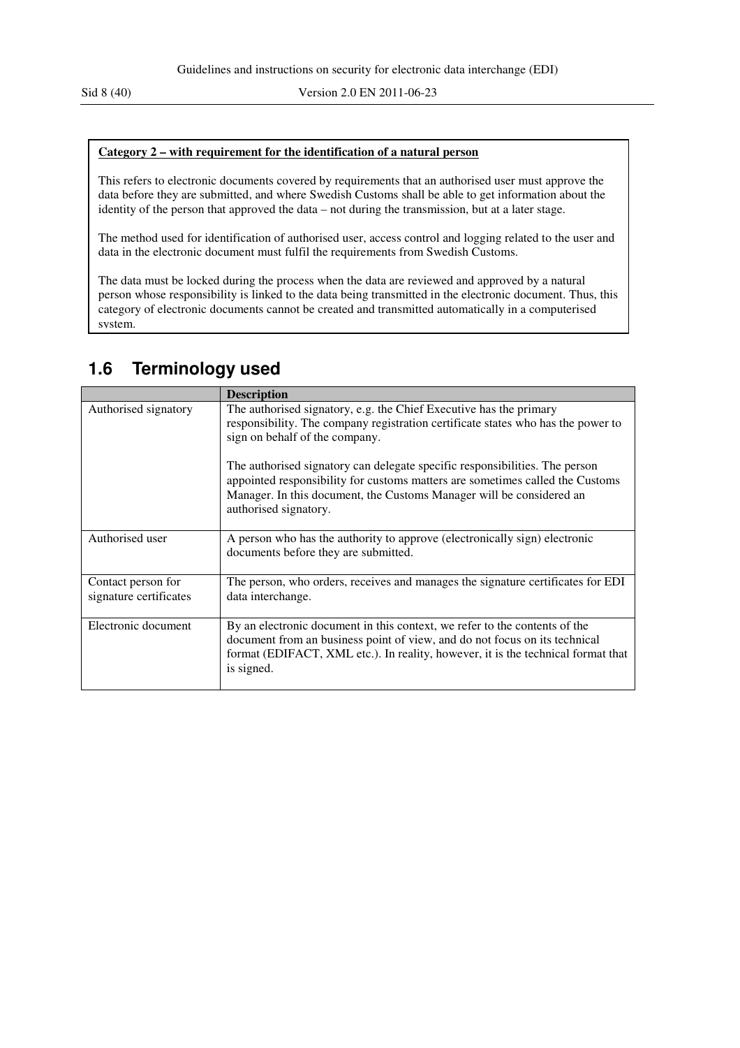**Category 2 – with requirement for the identification of a natural person**

This refers to electronic documents covered by requirements that an authorised user must approve the data before they are submitted, and where Swedish Customs shall be able to get information about the identity of the person that approved the data – not during the transmission, but at a later stage.

The method used for identification of authorised user, access control and logging related to the user and data in the electronic document must fulfil the requirements from Swedish Customs.

The data must be locked during the process when the data are reviewed and approved by a natural person whose responsibility is linked to the data being transmitted in the electronic document. Thus, this category of electronic documents cannot be created and transmitted automatically in a computerised system.

## 1.6 Terminology used

| | Description |
|---|---|
| Authorised signatory | The authorised signatory, e.g. the Chief Executive has the primary responsibility. The company registration certificate states who has the power to sign on behalf of the company.<br><br>The authorised signatory can delegate specific responsibilities. The person appointed responsibility for customs matters are sometimes called the Customs Manager. In this document, the Customs Manager will be considered an authorised signatory. |
| Authorised user | A person who has the authority to approve (electronically sign) electronic documents before they are submitted. |
| Contact person for signature certificates | The person, who orders, receives and manages the signature certificates for EDI data interchange. |
| Electronic document | By an electronic document in this context, we refer to the contents of the document from an business point of view, and do not focus on its technical format (EDIFACT, XML etc.). In reality, however, it is the technical format that is signed. |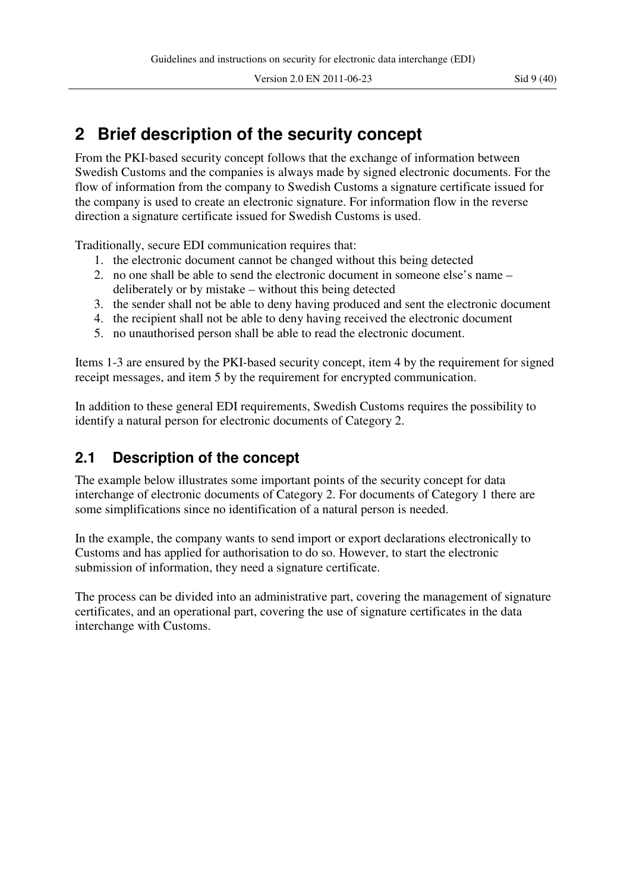# 2 Brief description of the security concept

From the PKI-based security concept follows that the exchange of information between Swedish Customs and the companies is always made by signed electronic documents. For the flow of information from the company to Swedish Customs a signature certificate issued for the company is used to create an electronic signature. For information flow in the reverse direction a signature certificate issued for Swedish Customs is used.

Traditionally, secure EDI communication requires that:

1. the electronic document cannot be changed without this being detected
2. no one shall be able to send the electronic document in someone else's name – deliberately or by mistake – without this being detected
3. the sender shall not be able to deny having produced and sent the electronic document
4. the recipient shall not be able to deny having received the electronic document
5. no unauthorised person shall be able to read the electronic document.

Items 1-3 are ensured by the PKI-based security concept, item 4 by the requirement for signed receipt messages, and item 5 by the requirement for encrypted communication.

In addition to these general EDI requirements, Swedish Customs requires the possibility to identify a natural person for electronic documents of Category 2.

## 2.1 Description of the concept

The example below illustrates some important points of the security concept for data interchange of electronic documents of Category 2. For documents of Category 1 there are some simplifications since no identification of a natural person is needed.

In the example, the company wants to send import or export declarations electronically to Customs and has applied for authorisation to do so. However, to start the electronic submission of information, they need a signature certificate.

The process can be divided into an administrative part, covering the management of signature certificates, and an operational part, covering the use of signature certificates in the data interchange with Customs.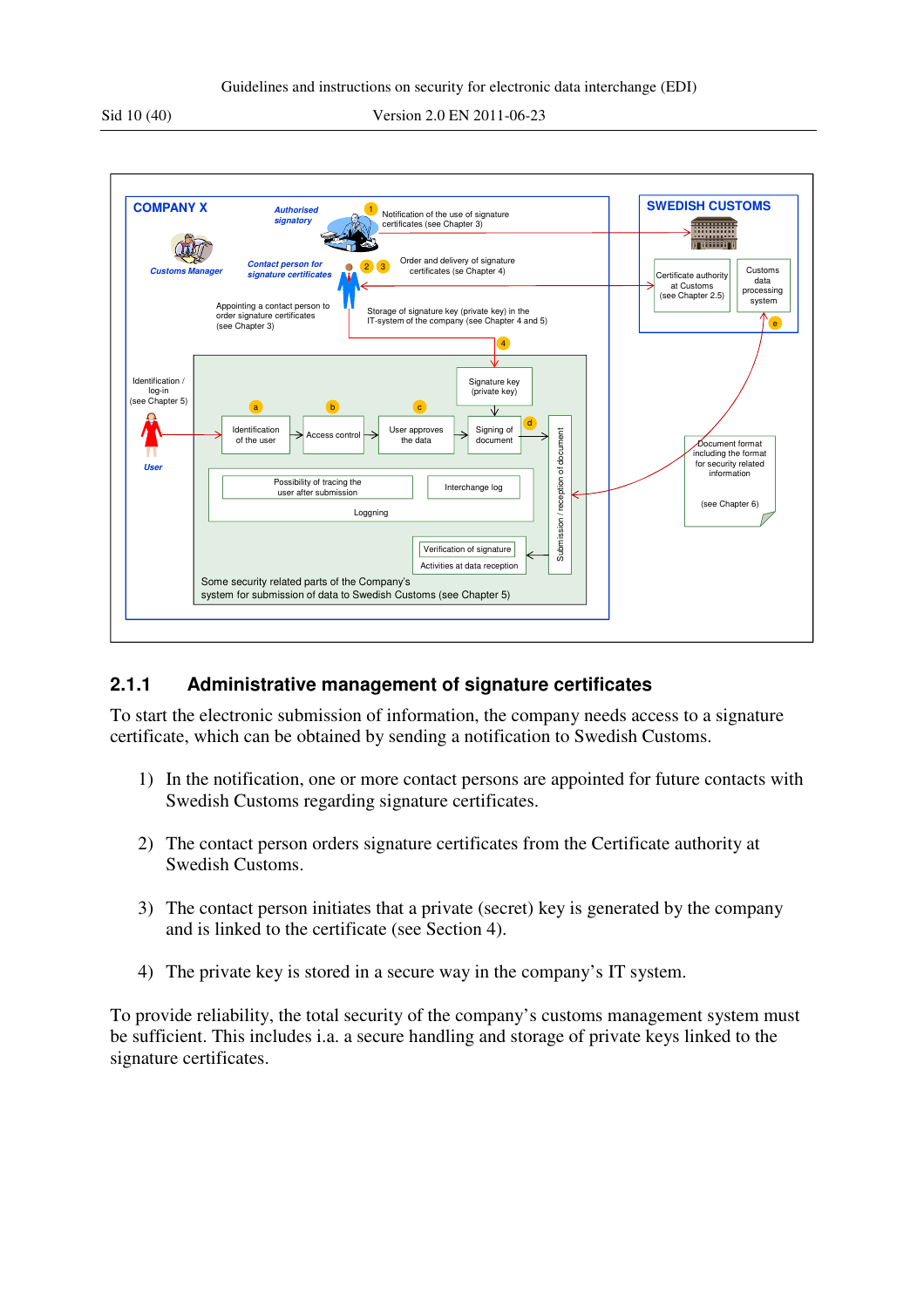### 2.1.1 Administrative management of signature certificates

To start the electronic submission of information, the company needs access to a signature certificate, which can be obtained by sending a notification to Swedish Customs.

1) In the notification, one or more contact persons are appointed for future contacts with Swedish Customs regarding signature certificates.

2) The contact person orders signature certificates from the Certificate authority at Swedish Customs.

3) The contact person initiates that a private (secret) key is generated by the company and is linked to the certificate (see Section 4).

4) The private key is stored in a secure way in the company's IT system.

To provide reliability, the total security of the company's customs management system must be sufficient. This includes i.a. a secure handling and storage of private keys linked to the signature certificates.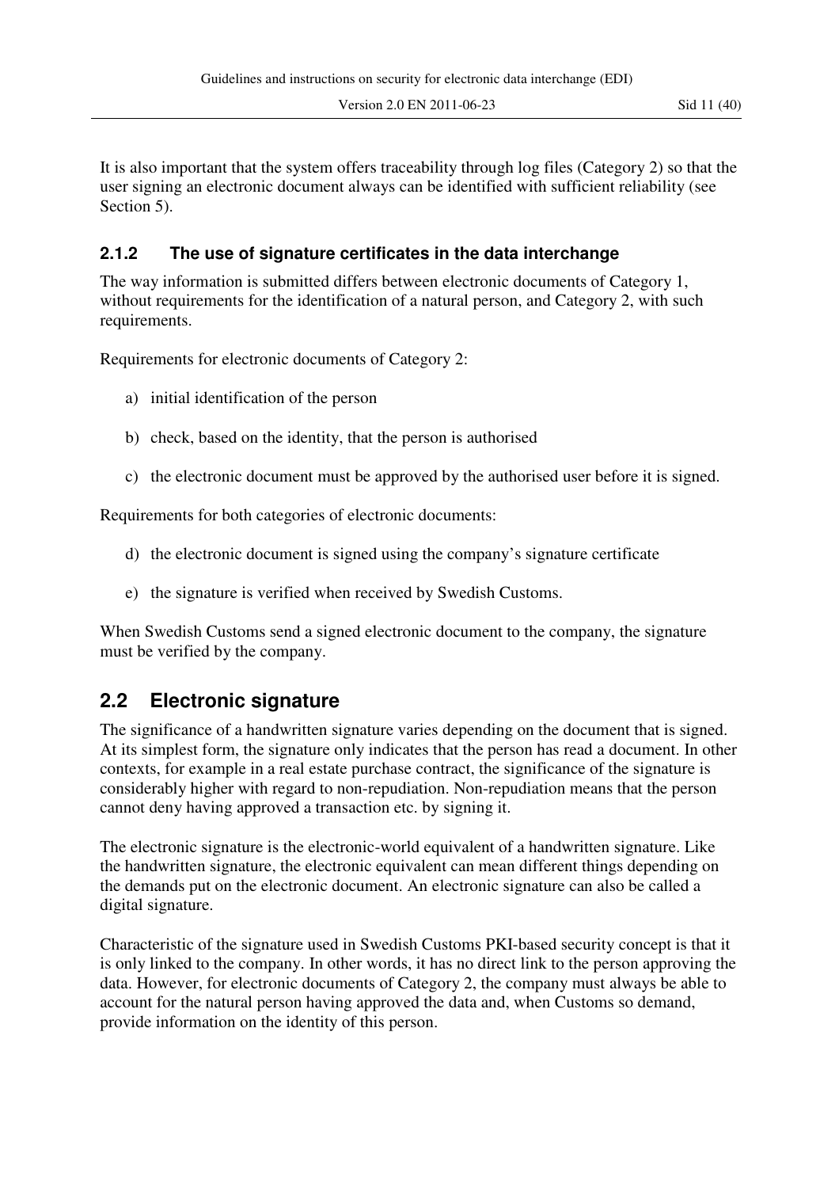It is also important that the system offers traceability through log files (Category 2) so that the user signing an electronic document always can be identified with sufficient reliability (see Section 5).

### 2.1.2 The use of signature certificates in the data interchange

The way information is submitted differs between electronic documents of Category 1, without requirements for the identification of a natural person, and Category 2, with such requirements.

Requirements for electronic documents of Category 2:

a) initial identification of the person

b) check, based on the identity, that the person is authorised

c) the electronic document must be approved by the authorised user before it is signed.

Requirements for both categories of electronic documents:

d) the electronic document is signed using the company's signature certificate

e) the signature is verified when received by Swedish Customs.

When Swedish Customs send a signed electronic document to the company, the signature must be verified by the company.

## 2.2 Electronic signature

The significance of a handwritten signature varies depending on the document that is signed. At its simplest form, the signature only indicates that the person has read a document. In other contexts, for example in a real estate purchase contract, the significance of the signature is considerably higher with regard to non-repudiation. Non-repudiation means that the person cannot deny having approved a transaction etc. by signing it.

The electronic signature is the electronic-world equivalent of a handwritten signature. Like the handwritten signature, the electronic equivalent can mean different things depending on the demands put on the electronic document. An electronic signature can also be called a digital signature.

Characteristic of the signature used in Swedish Customs PKI-based security concept is that it is only linked to the company. In other words, it has no direct link to the person approving the data. However, for electronic documents of Category 2, the company must always be able to account for the natural person having approved the data and, when Customs so demand, provide information on the identity of this person.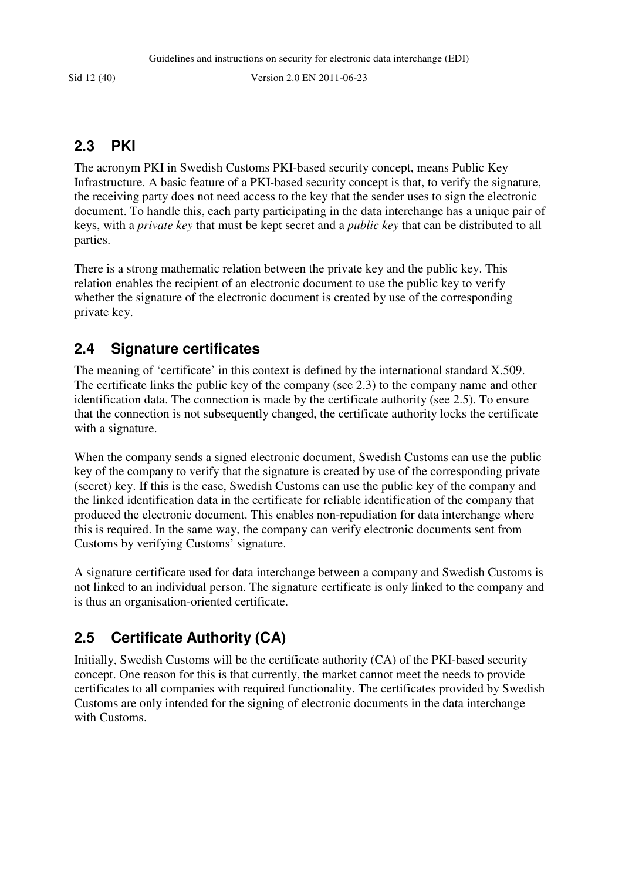## 2.3 PKI

The acronym PKI in Swedish Customs PKI-based security concept, means Public Key Infrastructure. A basic feature of a PKI-based security concept is that, to verify the signature, the receiving party does not need access to the key that the sender uses to sign the electronic document. To handle this, each party participating in the data interchange has a unique pair of keys, with a *private key* that must be kept secret and a *public key* that can be distributed to all parties.

There is a strong mathematic relation between the private key and the public key. This relation enables the recipient of an electronic document to use the public key to verify whether the signature of the electronic document is created by use of the corresponding private key.

## 2.4 Signature certificates

The meaning of 'certificate' in this context is defined by the international standard X.509. The certificate links the public key of the company (see 2.3) to the company name and other identification data. The connection is made by the certificate authority (see 2.5). To ensure that the connection is not subsequently changed, the certificate authority locks the certificate with a signature.

When the company sends a signed electronic document, Swedish Customs can use the public key of the company to verify that the signature is created by use of the corresponding private (secret) key. If this is the case, Swedish Customs can use the public key of the company and the linked identification data in the certificate for reliable identification of the company that produced the electronic document. This enables non-repudiation for data interchange where this is required. In the same way, the company can verify electronic documents sent from Customs by verifying Customs' signature.

A signature certificate used for data interchange between a company and Swedish Customs is not linked to an individual person. The signature certificate is only linked to the company and is thus an organisation-oriented certificate.

## 2.5 Certificate Authority (CA)

Initially, Swedish Customs will be the certificate authority (CA) of the PKI-based security concept. One reason for this is that currently, the market cannot meet the needs to provide certificates to all companies with required functionality. The certificates provided by Swedish Customs are only intended for the signing of electronic documents in the data interchange with Customs.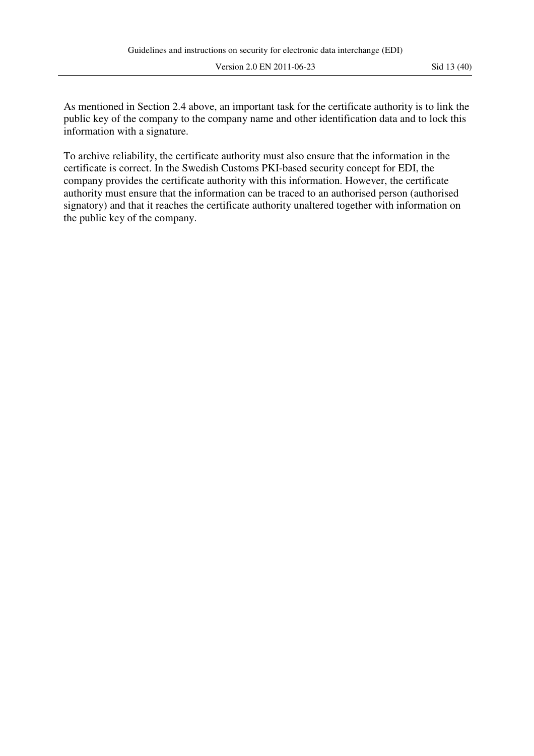As mentioned in Section 2.4 above, an important task for the certificate authority is to link the public key of the company to the company name and other identification data and to lock this information with a signature.

To archive reliability, the certificate authority must also ensure that the information in the certificate is correct. In the Swedish Customs PKI-based security concept for EDI, the company provides the certificate authority with this information. However, the certificate authority must ensure that the information can be traced to an authorised person (authorised signatory) and that it reaches the certificate authority unaltered together with information on the public key of the company.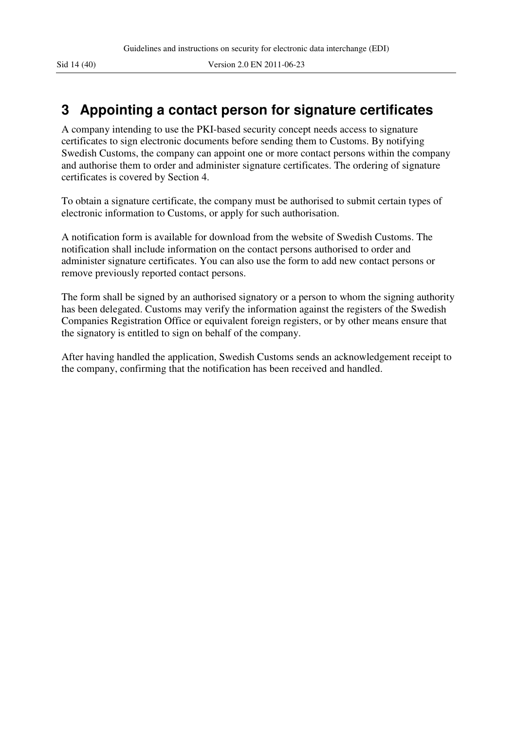# 3 Appointing a contact person for signature certificates

A company intending to use the PKI-based security concept needs access to signature certificates to sign electronic documents before sending them to Customs. By notifying Swedish Customs, the company can appoint one or more contact persons within the company and authorise them to order and administer signature certificates. The ordering of signature certificates is covered by Section 4.

To obtain a signature certificate, the company must be authorised to submit certain types of electronic information to Customs, or apply for such authorisation.

A notification form is available for download from the website of Swedish Customs. The notification shall include information on the contact persons authorised to order and administer signature certificates. You can also use the form to add new contact persons or remove previously reported contact persons.

The form shall be signed by an authorised signatory or a person to whom the signing authority has been delegated. Customs may verify the information against the registers of the Swedish Companies Registration Office or equivalent foreign registers, or by other means ensure that the signatory is entitled to sign on behalf of the company.

After having handled the application, Swedish Customs sends an acknowledgement receipt to the company, confirming that the notification has been received and handled.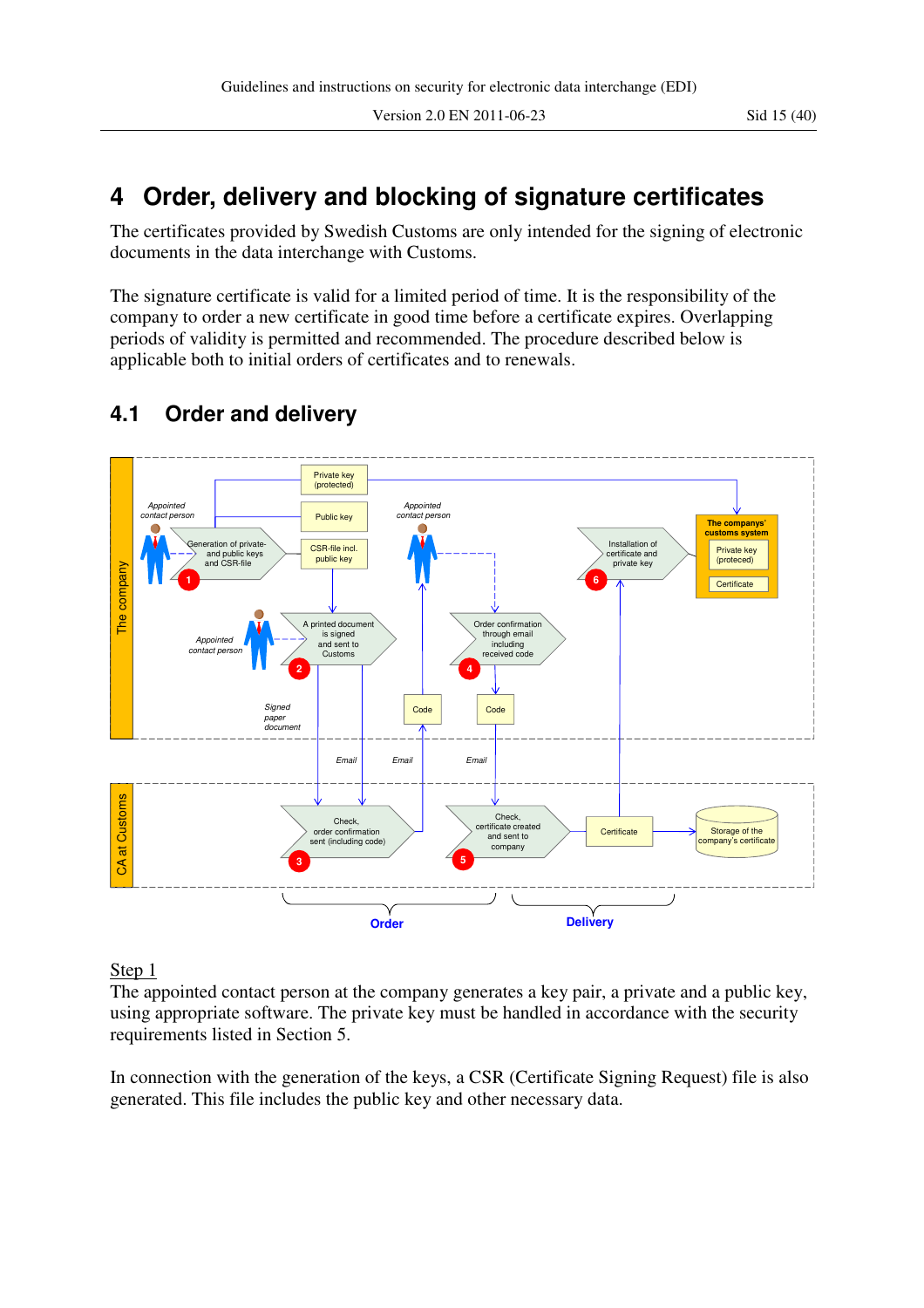# 4 Order, delivery and blocking of signature certificates

The certificates provided by Swedish Customs are only intended for the signing of electronic documents in the data interchange with Customs.

The signature certificate is valid for a limited period of time. It is the responsibility of the company to order a new certificate in good time before a certificate expires. Overlapping periods of validity is permitted and recommended. The procedure described below is applicable both to initial orders of certificates and to renewals.

## 4.1 Order and delivery

Step 1

The appointed contact person at the company generates a key pair, a private and a public key, using appropriate software. The private key must be handled in accordance with the security requirements listed in Section 5.

In connection with the generation of the keys, a CSR (Certificate Signing Request) file is also generated. This file includes the public key and other necessary data.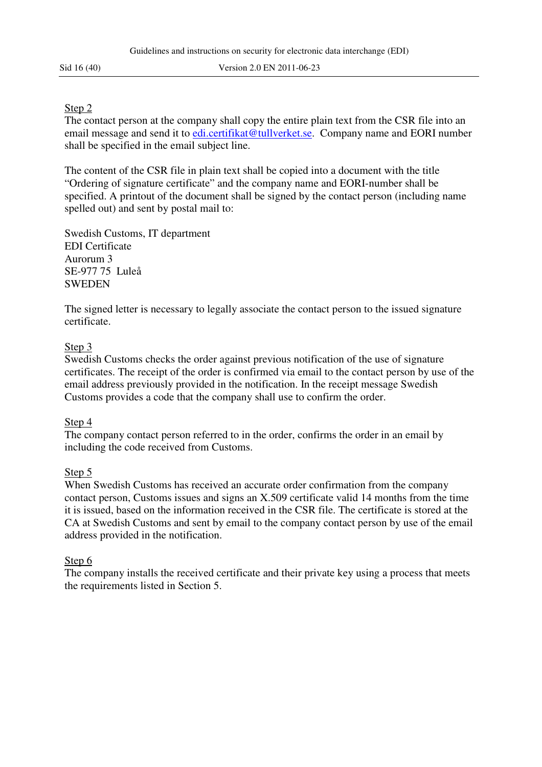Step 2

The contact person at the company shall copy the entire plain text from the CSR file into an email message and send it to edi.certifikat@tullverket.se. Company name and EORI number shall be specified in the email subject line.

The content of the CSR file in plain text shall be copied into a document with the title "Ordering of signature certificate" and the company name and EORI-number shall be specified. A printout of the document shall be signed by the contact person (including name spelled out) and sent by postal mail to:

Swedish Customs, IT department
EDI Certificate
Aurorum 3
SE-977 75 Luleå
SWEDEN

The signed letter is necessary to legally associate the contact person to the issued signature certificate.

Step 3

Swedish Customs checks the order against previous notification of the use of signature certificates. The receipt of the order is confirmed via email to the contact person by use of the email address previously provided in the notification. In the receipt message Swedish Customs provides a code that the company shall use to confirm the order.

Step 4

The company contact person referred to in the order, confirms the order in an email by including the code received from Customs.

Step 5

When Swedish Customs has received an accurate order confirmation from the company contact person, Customs issues and signs an X.509 certificate valid 14 months from the time it is issued, based on the information received in the CSR file. The certificate is stored at the CA at Swedish Customs and sent by email to the company contact person by use of the email address provided in the notification.

Step 6

The company installs the received certificate and their private key using a process that meets the requirements listed in Section 5.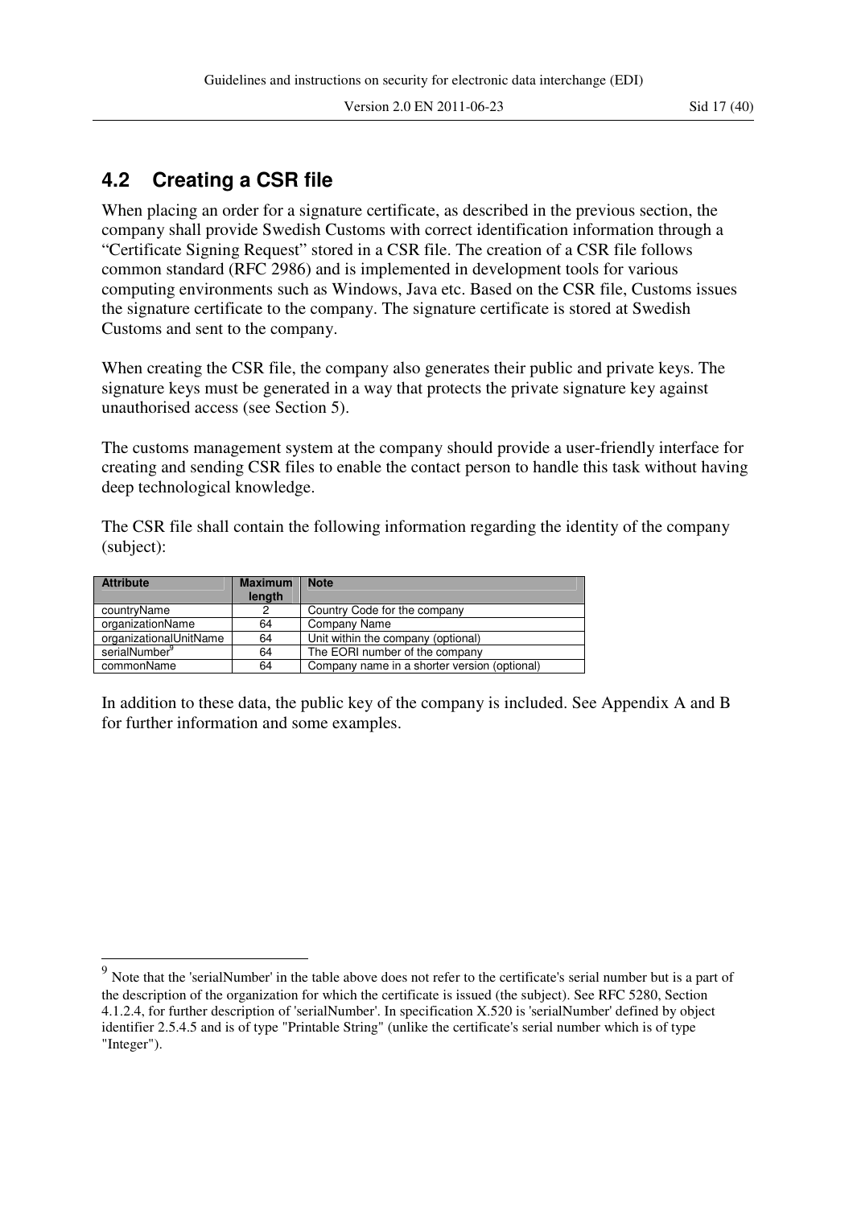## 4.2 Creating a CSR file

When placing an order for a signature certificate, as described in the previous section, the company shall provide Swedish Customs with correct identification information through a "Certificate Signing Request" stored in a CSR file. The creation of a CSR file follows common standard (RFC 2986) and is implemented in development tools for various computing environments such as Windows, Java etc. Based on the CSR file, Customs issues the signature certificate to the company. The signature certificate is stored at Swedish Customs and sent to the company.

When creating the CSR file, the company also generates their public and private keys. The signature keys must be generated in a way that protects the private signature key against unauthorised access (see Section 5).

The customs management system at the company should provide a user-friendly interface for creating and sending CSR files to enable the contact person to handle this task without having deep technological knowledge.

The CSR file shall contain the following information regarding the identity of the company (subject):

| Attribute | Maximum length | Note |
|---|---|---|
| countryName | 2 | Country Code for the company |
| organizationName | 64 | Company Name |
| organizationalUnitName | 64 | Unit within the company (optional) |
| serialNumber[9] | 64 | The EORI number of the company |
| commonName | 64 | Company name in a shorter version (optional) |

In addition to these data, the public key of the company is included. See Appendix A and B for further information and some examples.

[9] Note that the 'serialNumber' in the table above does not refer to the certificate's serial number but is a part of the description of the organization for which the certificate is issued (the subject). See RFC 5280, Section 4.1.2.4, for further description of 'serialNumber'. In specification X.520 is 'serialNumber' defined by object identifier 2.5.4.5 and is of type "Printable String" (unlike the certificate's serial number which is of type "Integer").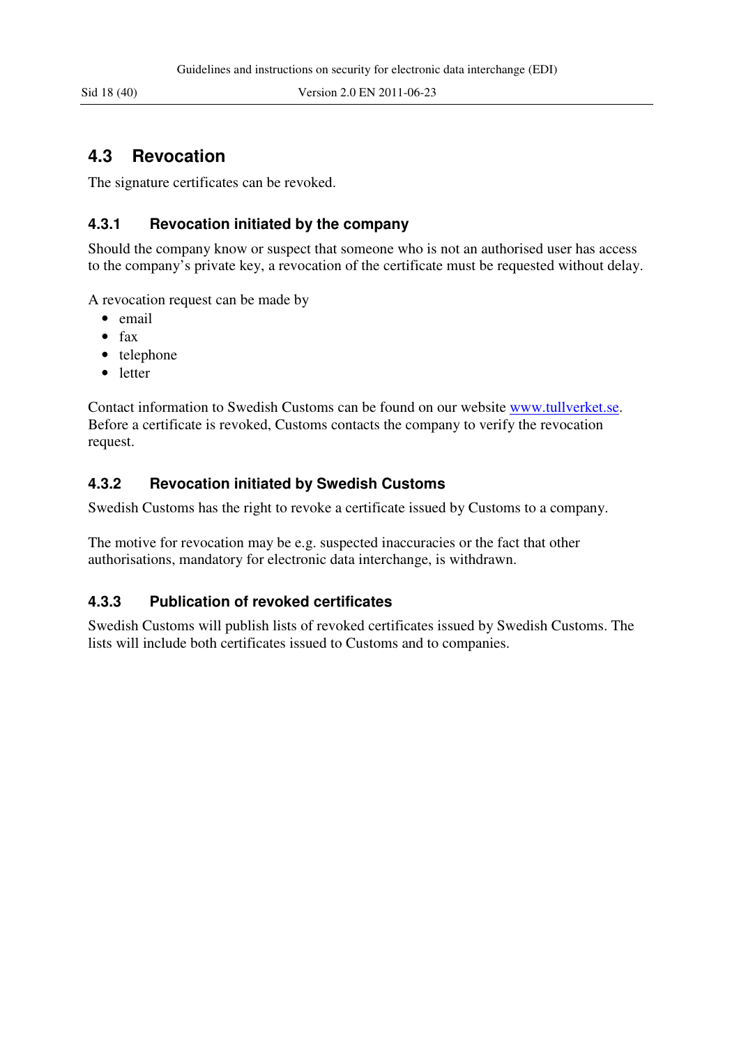## 4.3 Revocation

The signature certificates can be revoked.

### 4.3.1 Revocation initiated by the company

Should the company know or suspect that someone who is not an authorised user has access to the company's private key, a revocation of the certificate must be requested without delay.

A revocation request can be made by

- email
- fax
- telephone
- letter

Contact information to Swedish Customs can be found on our website www.tullverket.se. Before a certificate is revoked, Customs contacts the company to verify the revocation request.

### 4.3.2 Revocation initiated by Swedish Customs

Swedish Customs has the right to revoke a certificate issued by Customs to a company.

The motive for revocation may be e.g. suspected inaccuracies or the fact that other authorisations, mandatory for electronic data interchange, is withdrawn.

### 4.3.3 Publication of revoked certificates

Swedish Customs will publish lists of revoked certificates issued by Swedish Customs. The lists will include both certificates issued to Customs and to companies.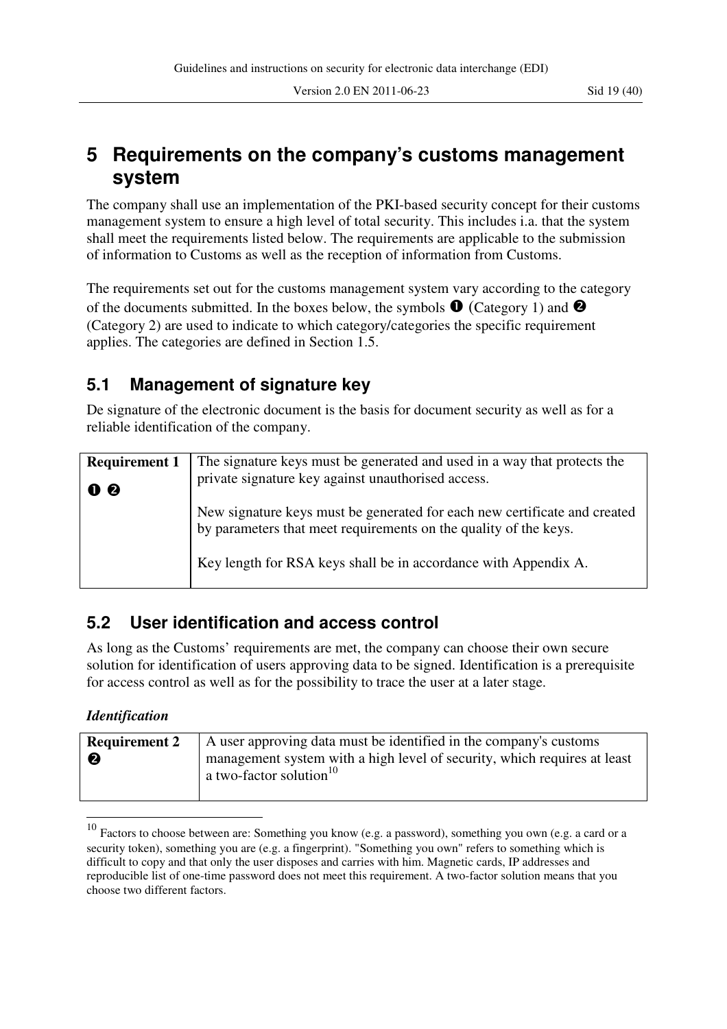# 5 Requirements on the company's customs management system

The company shall use an implementation of the PKI-based security concept for their customs management system to ensure a high level of total security. This includes i.a. that the system shall meet the requirements listed below. The requirements are applicable to the submission of information to Customs as well as the reception of information from Customs.

The requirements set out for the customs management system vary according to the category of the documents submitted. In the boxes below, the symbols ❶ (Category 1) and ❷ (Category 2) are used to indicate to which category/categories the specific requirement applies. The categories are defined in Section 1.5.

## 5.1 Management of signature key

De signature of the electronic document is the basis for document security as well as for a reliable identification of the company.

| **Requirement 1** ❶ ❷ | The signature keys must be generated and used in a way that protects the private signature key against unauthorised access.<br><br>New signature keys must be generated for each new certificate and created by parameters that meet requirements on the quality of the keys.<br><br>Key length for RSA keys shall be in accordance with Appendix A. |
|---|---|

## 5.2 User identification and access control

As long as the Customs' requirements are met, the company can choose their own secure solution for identification of users approving data to be signed. Identification is a prerequisite for access control as well as for the possibility to trace the user at a later stage.

***Identification***

| **Requirement 2** ❷ | A user approving data must be identified in the company's customs management system with a high level of security, which requires at least a two-factor solution[10] |
|---|---|

[10] Factors to choose between are: Something you know (e.g. a password), something you own (e.g. a card or a security token), something you are (e.g. a fingerprint). "Something you own" refers to something which is difficult to copy and that only the user disposes and carries with him. Magnetic cards, IP addresses and reproducible list of one-time password does not meet this requirement. A two-factor solution means that you choose two different factors.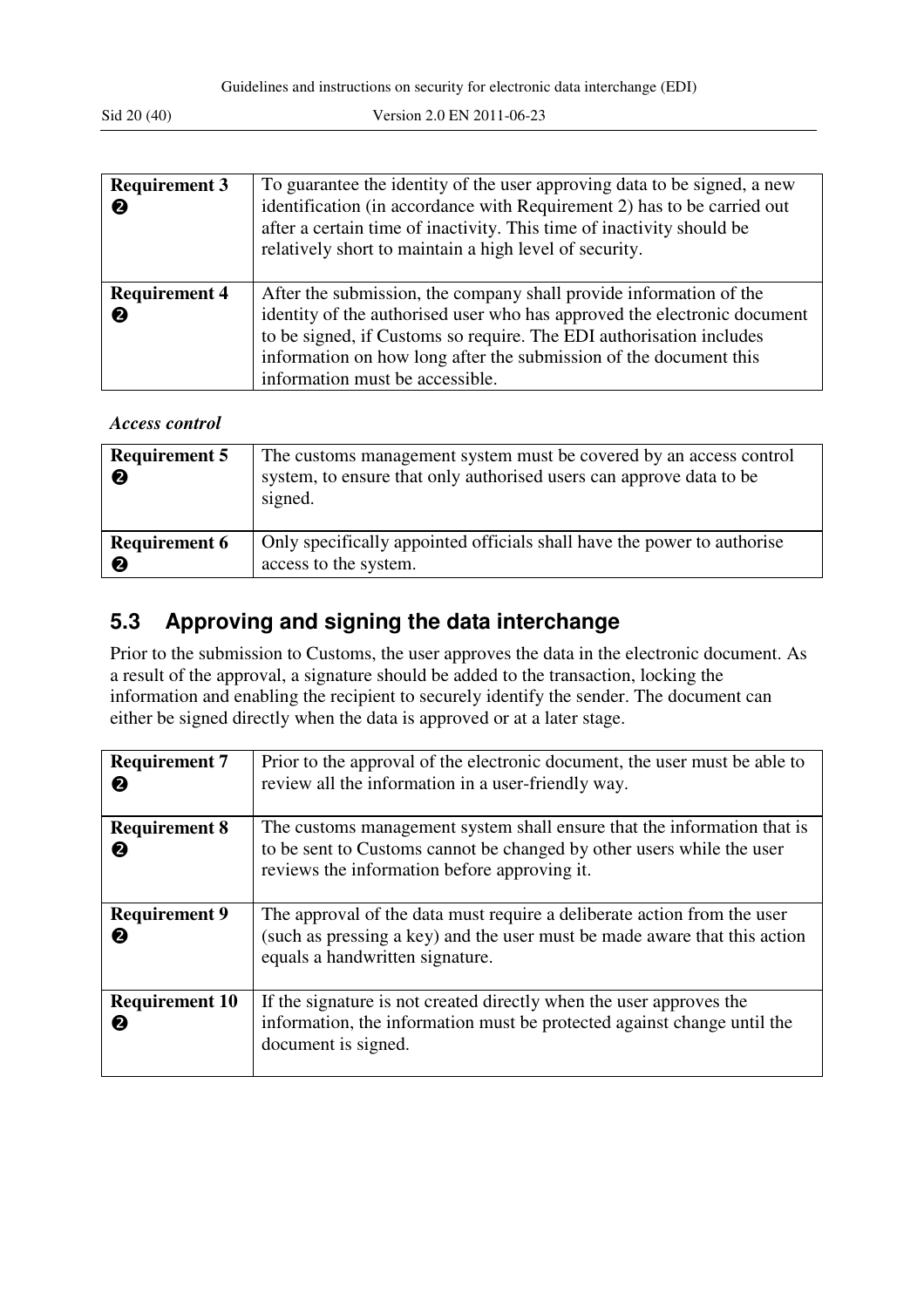| Requirement 3 ❷ | To guarantee the identity of the user approving data to be signed, a new identification (in accordance with Requirement 2) has to be carried out after a certain time of inactivity. This time of inactivity should be relatively short to maintain a high level of security. |
|---|---|
| Requirement 4 ❷ | After the submission, the company shall provide information of the identity of the authorised user who has approved the electronic document to be signed, if Customs so require. The EDI authorisation includes information on how long after the submission of the document this information must be accessible. |

***Access control***

| Requirement 5 ❷ | The customs management system must be covered by an access control system, to ensure that only authorised users can approve data to be signed. |
|---|---|
| Requirement 6 ❷ | Only specifically appointed officials shall have the power to authorise access to the system. |

## 5.3 Approving and signing the data interchange

Prior to the submission to Customs, the user approves the data in the electronic document. As a result of the approval, a signature should be added to the transaction, locking the information and enabling the recipient to securely identify the sender. The document can either be signed directly when the data is approved or at a later stage.

| Requirement 7 ❷ | Prior to the approval of the electronic document, the user must be able to review all the information in a user-friendly way. |
|---|---|
| Requirement 8 ❷ | The customs management system shall ensure that the information that is to be sent to Customs cannot be changed by other users while the user reviews the information before approving it. |
| Requirement 9 ❷ | The approval of the data must require a deliberate action from the user (such as pressing a key) and the user must be made aware that this action equals a handwritten signature. |
| Requirement 10 ❷ | If the signature is not created directly when the user approves the information, the information must be protected against change until the document is signed. |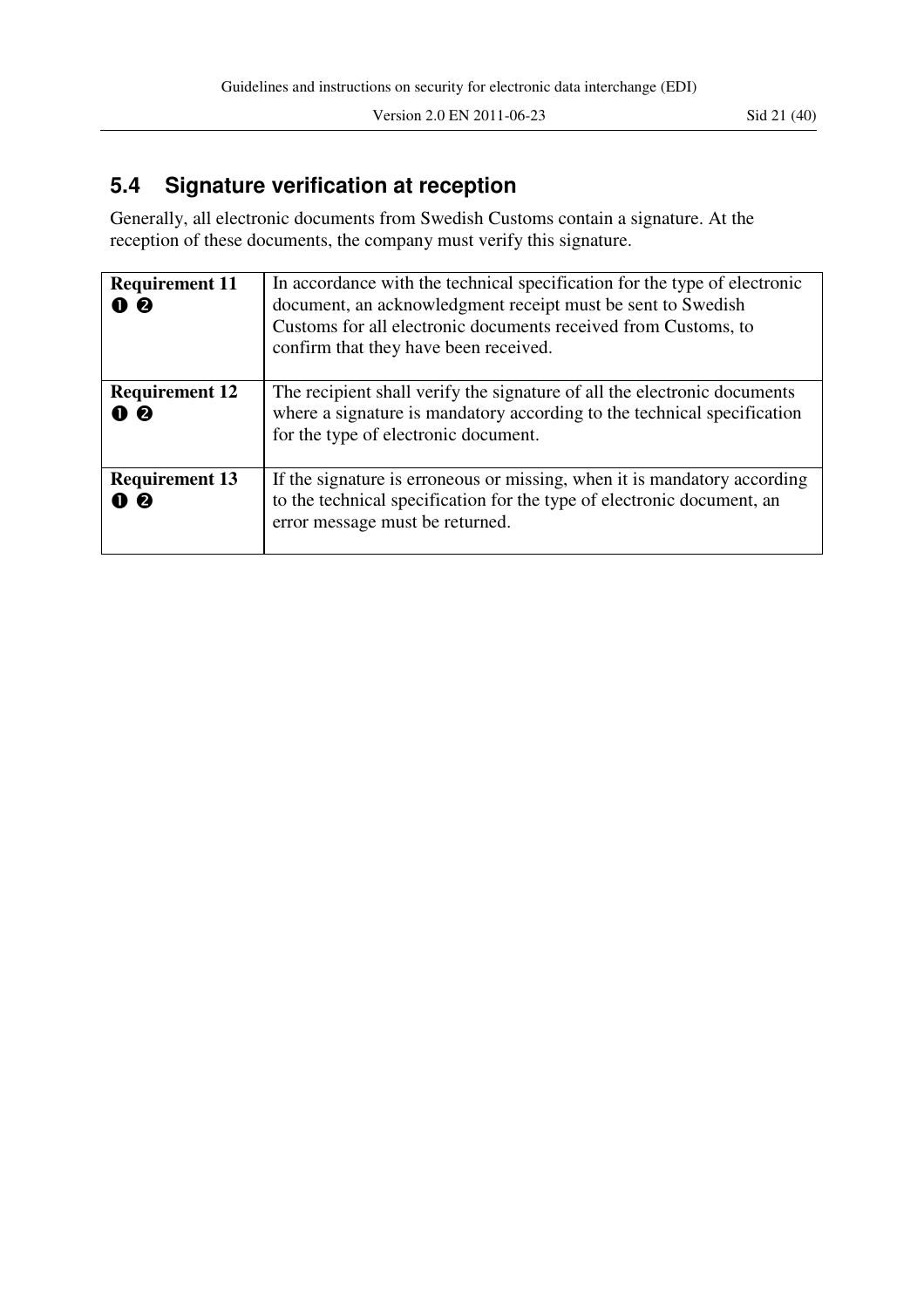## 5.4 Signature verification at reception

Generally, all electronic documents from Swedish Customs contain a signature. At the reception of these documents, the company must verify this signature.

| | |
|---|---|
| **Requirement 11** ❶ ❷ | In accordance with the technical specification for the type of electronic document, an acknowledgment receipt must be sent to Swedish Customs for all electronic documents received from Customs, to confirm that they have been received. |
| **Requirement 12** ❶ ❷ | The recipient shall verify the signature of all the electronic documents where a signature is mandatory according to the technical specification for the type of electronic document. |
| **Requirement 13** ❶ ❷ | If the signature is erroneous or missing, when it is mandatory according to the technical specification for the type of electronic document, an error message must be returned. |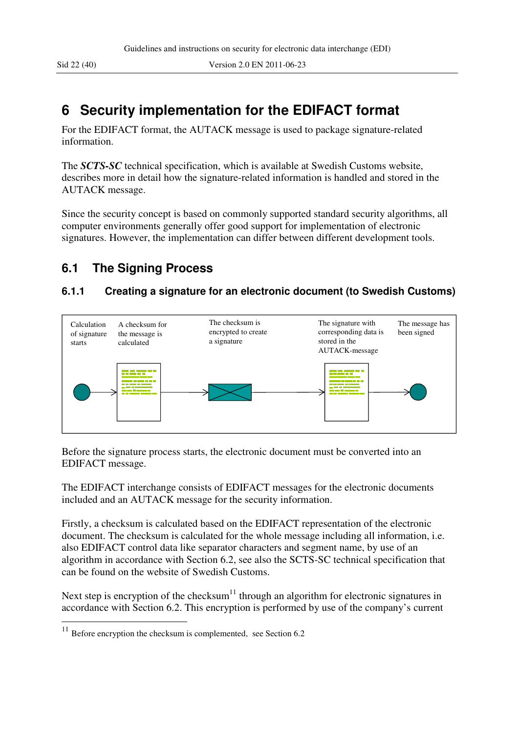# 6 Security implementation for the EDIFACT format

For the EDIFACT format, the AUTACK message is used to package signature-related information.

The ***SCTS-SC*** technical specification, which is available at Swedish Customs website, describes more in detail how the signature-related information is handled and stored in the AUTACK message.

Since the security concept is based on commonly supported standard security algorithms, all computer environments generally offer good support for implementation of electronic signatures. However, the implementation can differ between different development tools.

## 6.1 The Signing Process

### 6.1.1 Creating a signature for an electronic document (to Swedish Customs)

Calculation of signature starts | A checksum for the message is calculated | The checksum is encrypted to create a signature | The signature with corresponding data is stored in the AUTACK-message | The message has been signed

Before the signature process starts, the electronic document must be converted into an EDIFACT message.

The EDIFACT interchange consists of EDIFACT messages for the electronic documents included and an AUTACK message for the security information.

Firstly, a checksum is calculated based on the EDIFACT representation of the electronic document. The checksum is calculated for the whole message including all information, i.e. also EDIFACT control data like separator characters and segment name, by use of an algorithm in accordance with Section 6.2, see also the SCTS-SC technical specification that can be found on the website of Swedish Customs.

Next step is encryption of the checksum[11] through an algorithm for electronic signatures in accordance with Section 6.2. This encryption is performed by use of the company's current

[11] Before encryption the checksum is complemented, see Section 6.2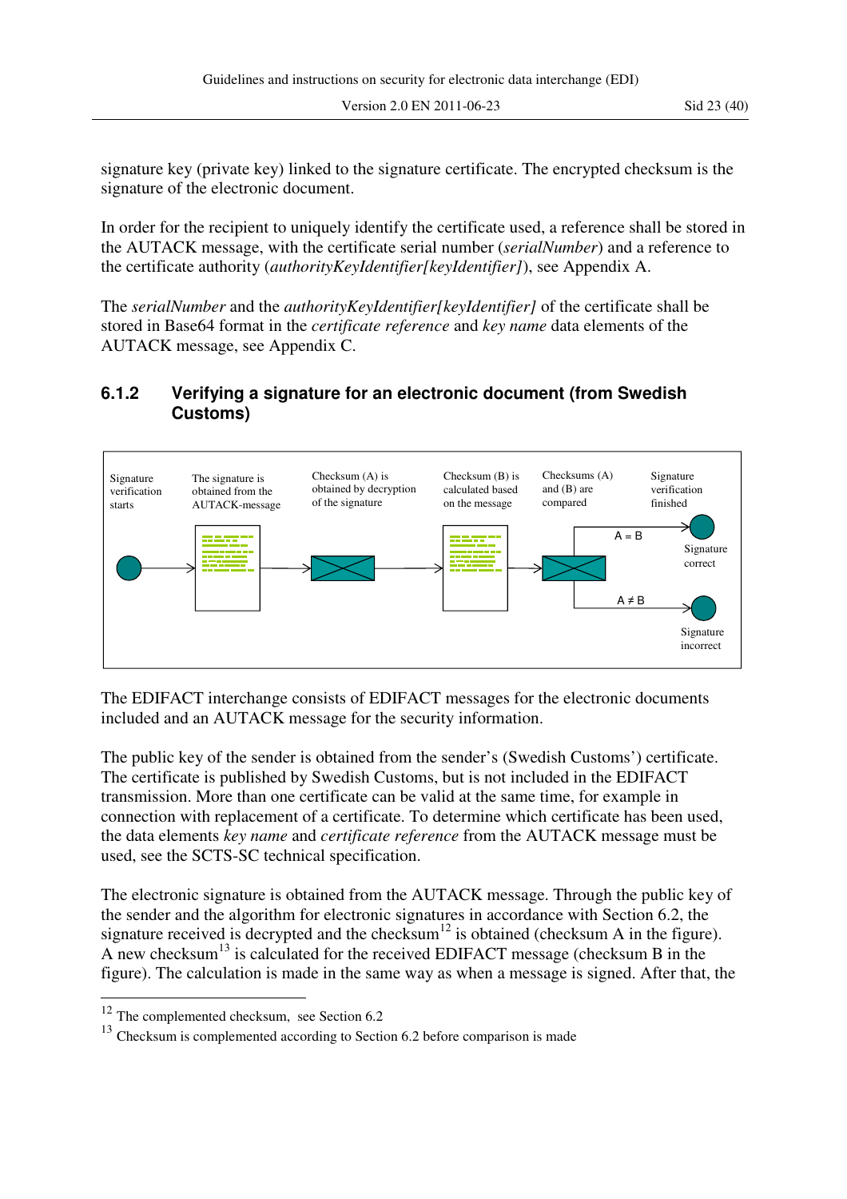signature key (private key) linked to the signature certificate. The encrypted checksum is the signature of the electronic document.

In order for the recipient to uniquely identify the certificate used, a reference shall be stored in the AUTACK message, with the certificate serial number (*serialNumber*) and a reference to the certificate authority (*authorityKeyIdentifier[keyIdentifier]*), see Appendix A.

The *serialNumber* and the *authorityKeyIdentifier[keyIdentifier]* of the certificate shall be stored in Base64 format in the *certificate reference* and *key name* data elements of the AUTACK message, see Appendix C.

### 6.1.2 Verifying a signature for an electronic document (from Swedish Customs)

Signature verification starts

The signature is obtained from the AUTACK-message

Checksum (A) is obtained by decryption of the signature

Checksum (B) is calculated based on the message

Checksums (A) and (B) are compared

Signature verification finished

A = B

Signature correct

A ≠ B

Signature incorrect

The EDIFACT interchange consists of EDIFACT messages for the electronic documents included and an AUTACK message for the security information.

The public key of the sender is obtained from the sender's (Swedish Customs') certificate. The certificate is published by Swedish Customs, but is not included in the EDIFACT transmission. More than one certificate can be valid at the same time, for example in connection with replacement of a certificate. To determine which certificate has been used, the data elements *key name* and *certificate reference* from the AUTACK message must be used, see the SCTS-SC technical specification.

The electronic signature is obtained from the AUTACK message. Through the public key of the sender and the algorithm for electronic signatures in accordance with Section 6.2, the signature received is decrypted and the checksum[12] is obtained (checksum A in the figure). A new checksum[13] is calculated for the received EDIFACT message (checksum B in the figure). The calculation is made in the same way as when a message is signed. After that, the

---

[12] The complemented checksum, see Section 6.2

[13] Checksum is complemented according to Section 6.2 before comparison is made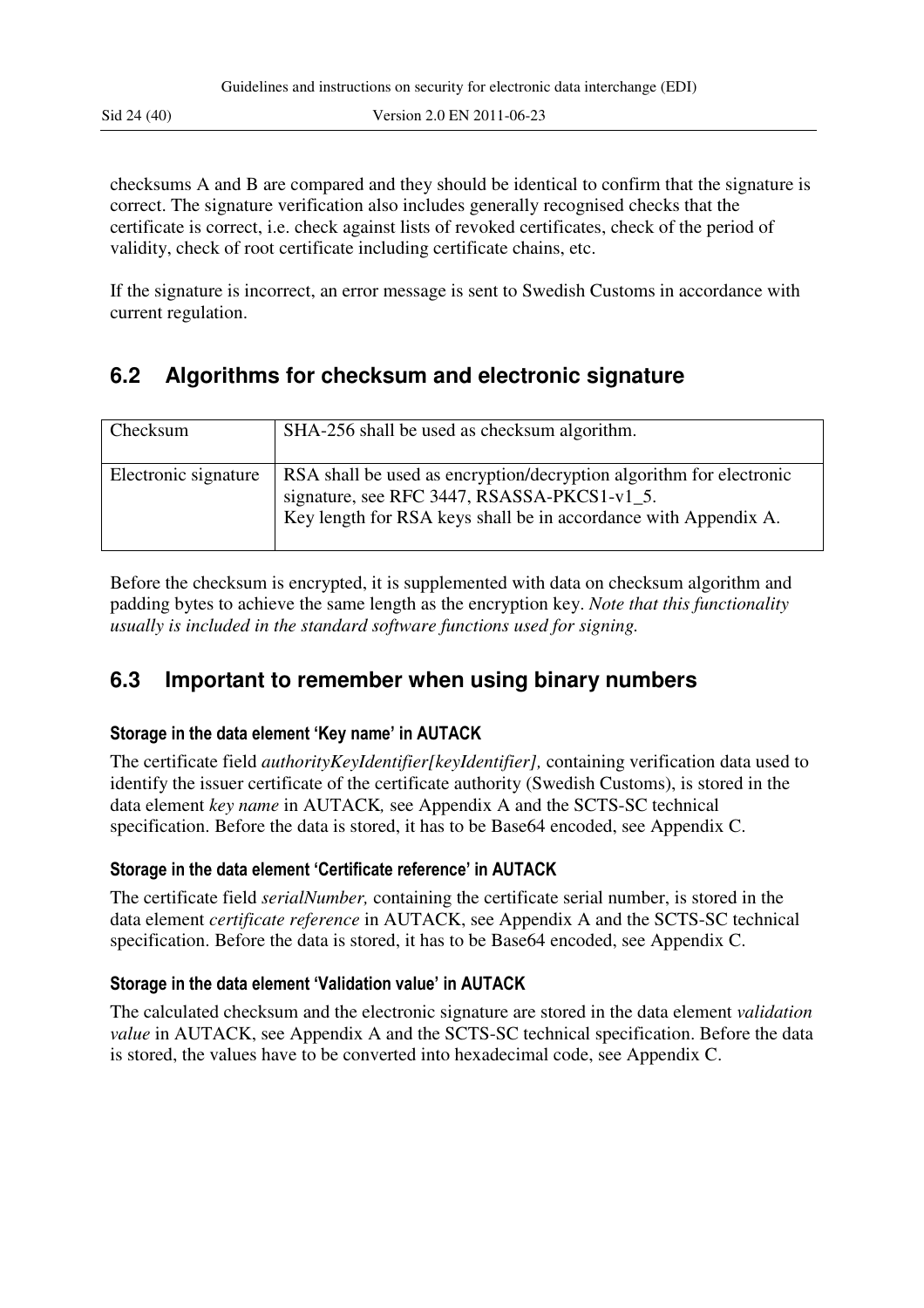checksums A and B are compared and they should be identical to confirm that the signature is correct. The signature verification also includes generally recognised checks that the certificate is correct, i.e. check against lists of revoked certificates, check of the period of validity, check of root certificate including certificate chains, etc.

If the signature is incorrect, an error message is sent to Swedish Customs in accordance with current regulation.

## 6.2 Algorithms for checksum and electronic signature

| Checksum | SHA-256 shall be used as checksum algorithm. |
|---|---|
| Electronic signature | RSA shall be used as encryption/decryption algorithm for electronic signature, see RFC 3447, RSASSA-PKCS1-v1_5.<br>Key length for RSA keys shall be in accordance with Appendix A. |

Before the checksum is encrypted, it is supplemented with data on checksum algorithm and padding bytes to achieve the same length as the encryption key. *Note that this functionality usually is included in the standard software functions used for signing.*

## 6.3 Important to remember when using binary numbers

#### Storage in the data element 'Key name' in AUTACK

The certificate field *authorityKeyIdentifier[keyIdentifier],* containing verification data used to identify the issuer certificate of the certificate authority (Swedish Customs), is stored in the data element *key name* in AUTACK*,* see Appendix A and the SCTS-SC technical specification. Before the data is stored, it has to be Base64 encoded, see Appendix C.

#### Storage in the data element 'Certificate reference' in AUTACK

The certificate field *serialNumber,* containing the certificate serial number, is stored in the data element *certificate reference* in AUTACK, see Appendix A and the SCTS-SC technical specification. Before the data is stored, it has to be Base64 encoded, see Appendix C.

#### Storage in the data element 'Validation value' in AUTACK

The calculated checksum and the electronic signature are stored in the data element *validation value* in AUTACK, see Appendix A and the SCTS-SC technical specification. Before the data is stored, the values have to be converted into hexadecimal code, see Appendix C.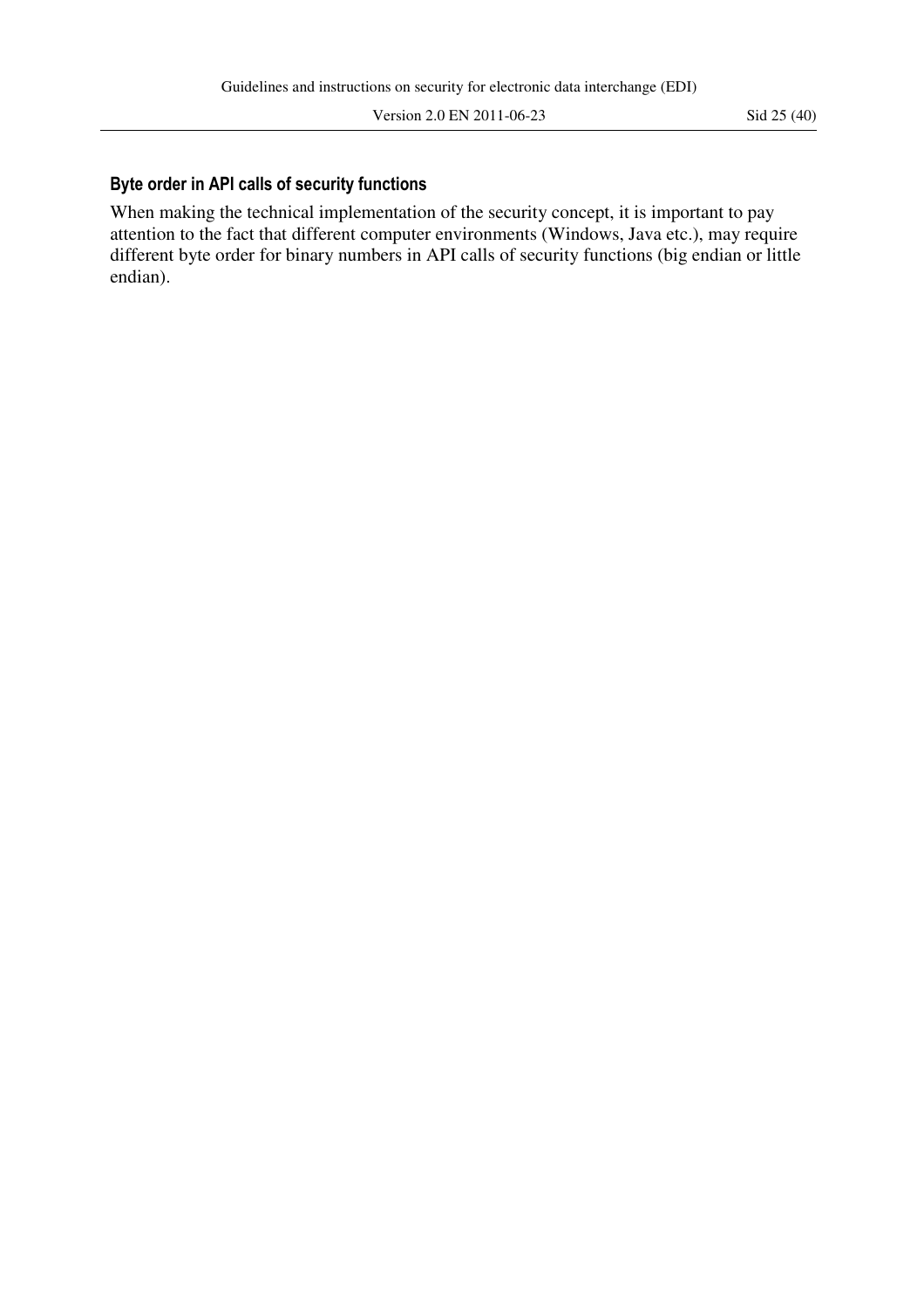### Byte order in API calls of security functions

When making the technical implementation of the security concept, it is important to pay attention to the fact that different computer environments (Windows, Java etc.), may require different byte order for binary numbers in API calls of security functions (big endian or little endian).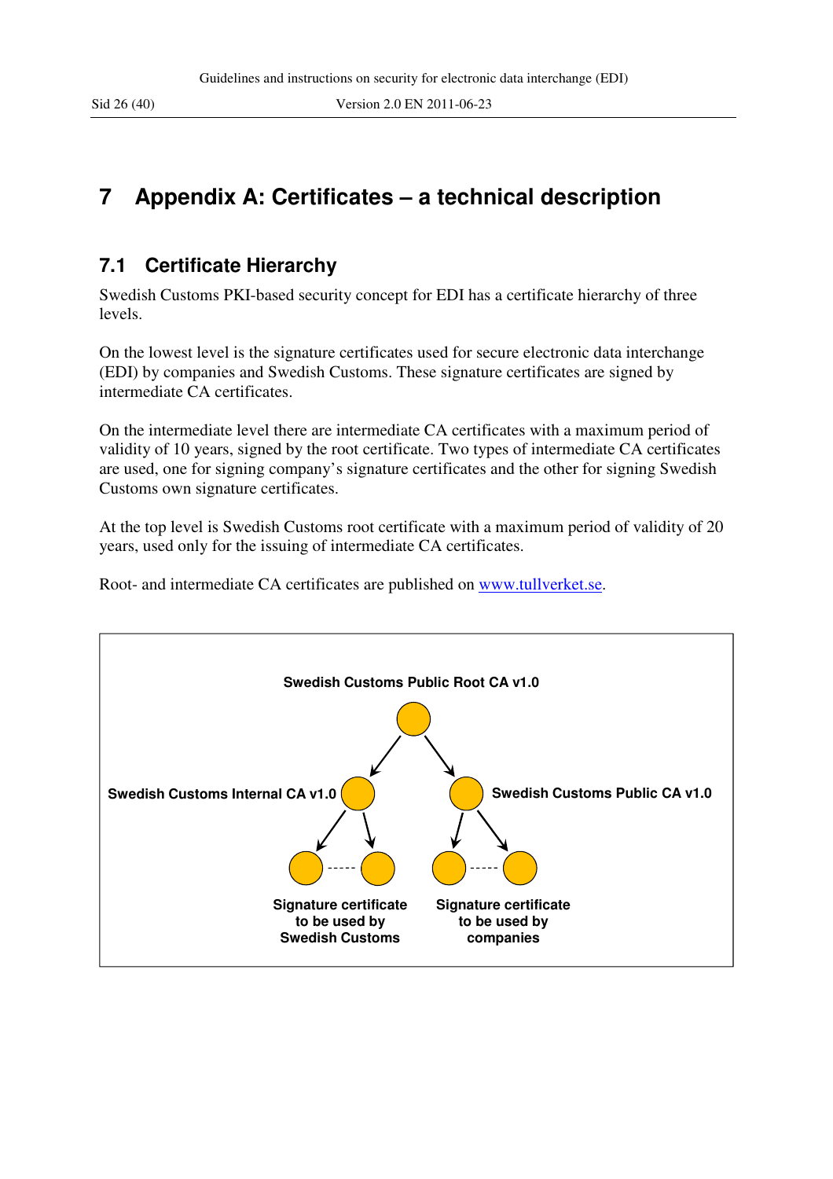# 7 Appendix A: Certificates – a technical description

## 7.1 Certificate Hierarchy

Swedish Customs PKI-based security concept for EDI has a certificate hierarchy of three levels.

On the lowest level is the signature certificates used for secure electronic data interchange (EDI) by companies and Swedish Customs. These signature certificates are signed by intermediate CA certificates.

On the intermediate level there are intermediate CA certificates with a maximum period of validity of 10 years, signed by the root certificate. Two types of intermediate CA certificates are used, one for signing company's signature certificates and the other for signing Swedish Customs own signature certificates.

At the top level is Swedish Customs root certificate with a maximum period of validity of 20 years, used only for the issuing of intermediate CA certificates.

Root- and intermediate CA certificates are published on [www.tullverket.se](http://www.tullverket.se).

**Swedish Customs Public Root CA v1.0**

**Swedish Customs Internal CA v1.0**

**Swedish Customs Public CA v1.0**

**Signature certificate to be used by Swedish Customs**

**Signature certificate to be used by companies**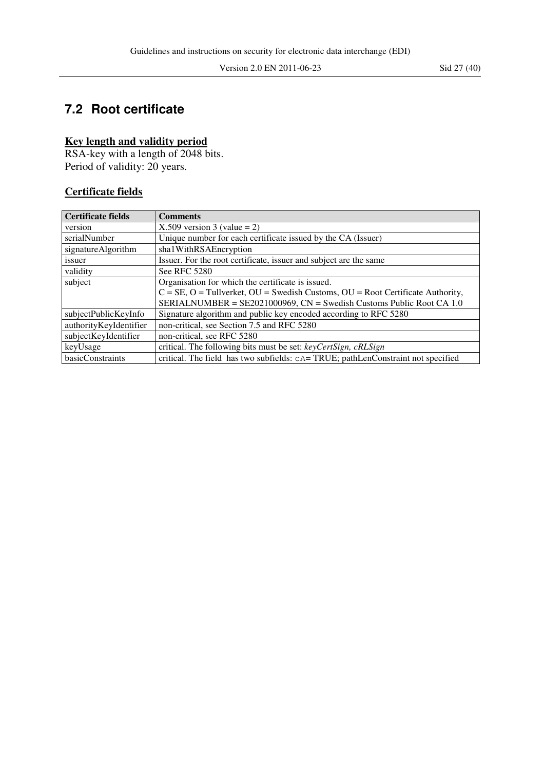## 7.2 Root certificate

**Key length and validity period**

RSA-key with a length of 2048 bits.
Period of validity: 20 years.

**Certificate fields**

| Certificate fields | Comments |
|---|---|
| version | X.509 version 3 (value = 2) |
| serialNumber | Unique number for each certificate issued by the CA (Issuer) |
| signatureAlgorithm | sha1WithRSAEncryption |
| issuer | Issuer. For the root certificate, issuer and subject are the same |
| validity | See RFC 5280 |
| subject | Organisation for which the certificate is issued.<br>C = SE, O = Tullverket, OU = Swedish Customs, OU = Root Certificate Authority, SERIALNUMBER = SE2021000969, CN = Swedish Customs Public Root CA 1.0 |
| subjectPublicKeyInfo | Signature algorithm and public key encoded according to RFC 5280 |
| authorityKeyIdentifier | non-critical, see Section 7.5 and RFC 5280 |
| subjectKeyIdentifier | non-critical, see RFC 5280 |
| keyUsage | critical. The following bits must be set: *keyCertSign, cRLSign* |
| basicConstraints | critical. The field has two subfields: `cA`= TRUE; pathLenConstraint not specified |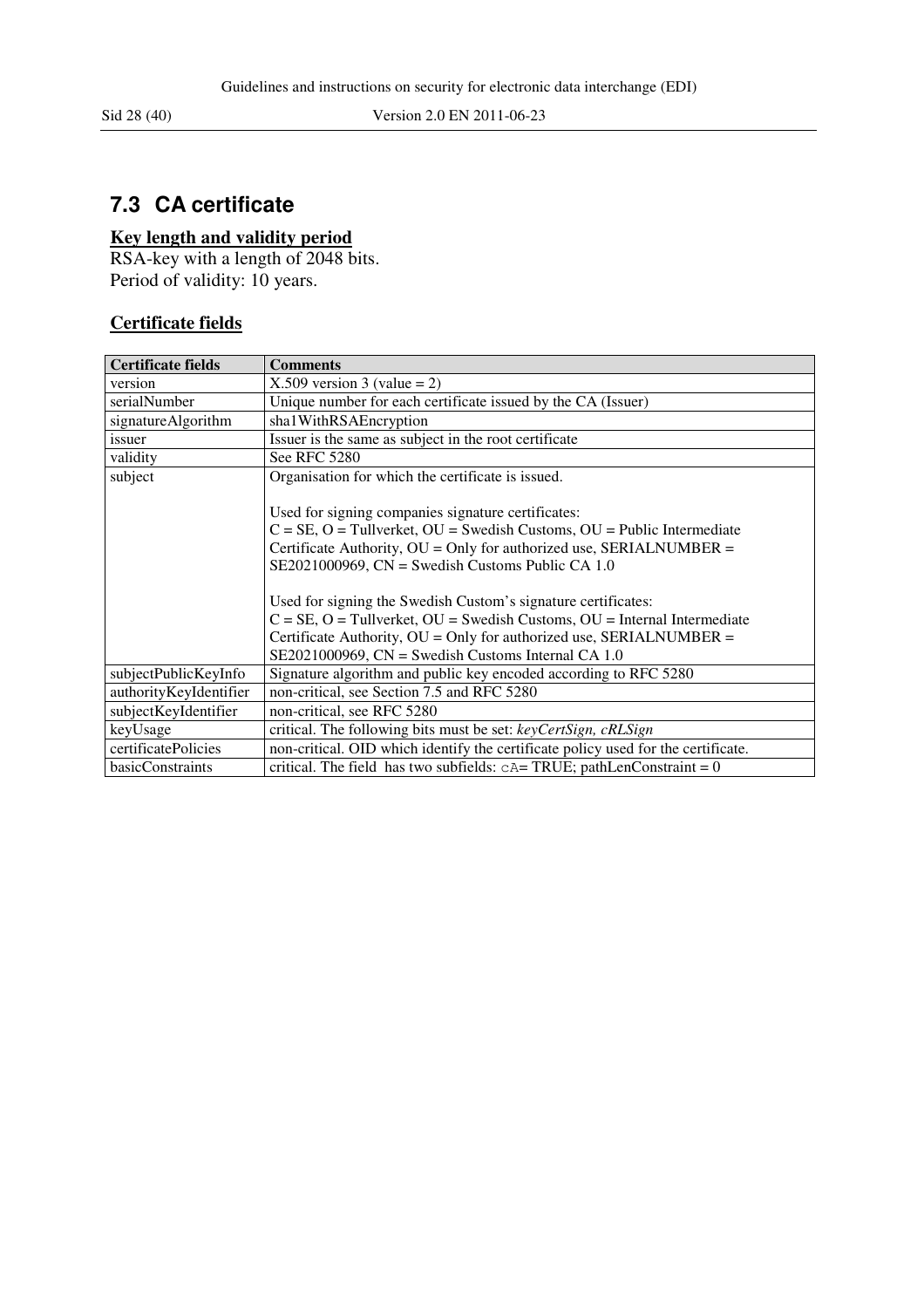## 7.3 CA certificate

**Key length and validity period**

RSA-key with a length of 2048 bits.
Period of validity: 10 years.

**Certificate fields**

| Certificate fields | Comments |
|---|---|
| version | X.509 version 3 (value = 2) |
| serialNumber | Unique number for each certificate issued by the CA (Issuer) |
| signatureAlgorithm | sha1WithRSAEncryption |
| issuer | Issuer is the same as subject in the root certificate |
| validity | See RFC 5280 |
| subject | Organisation for which the certificate is issued.<br><br>Used for signing companies signature certificates:<br>C = SE, O = Tullverket, OU = Swedish Customs, OU = Public Intermediate Certificate Authority, OU = Only for authorized use, SERIALNUMBER = SE2021000969, CN = Swedish Customs Public CA 1.0<br><br>Used for signing the Swedish Custom's signature certificates:<br>C = SE, O = Tullverket, OU = Swedish Customs, OU = Internal Intermediate Certificate Authority, OU = Only for authorized use, SERIALNUMBER = SE2021000969, CN = Swedish Customs Internal CA 1.0 |
| subjectPublicKeyInfo | Signature algorithm and public key encoded according to RFC 5280 |
| authorityKeyIdentifier | non-critical, see Section 7.5 and RFC 5280 |
| subjectKeyIdentifier | non-critical, see RFC 5280 |
| keyUsage | critical. The following bits must be set: *keyCertSign, cRLSign* |
| certificatePolicies | non-critical. OID which identify the certificate policy used for the certificate. |
| basicConstraints | critical. The field has two subfields: `cA`= TRUE; pathLenConstraint = 0 |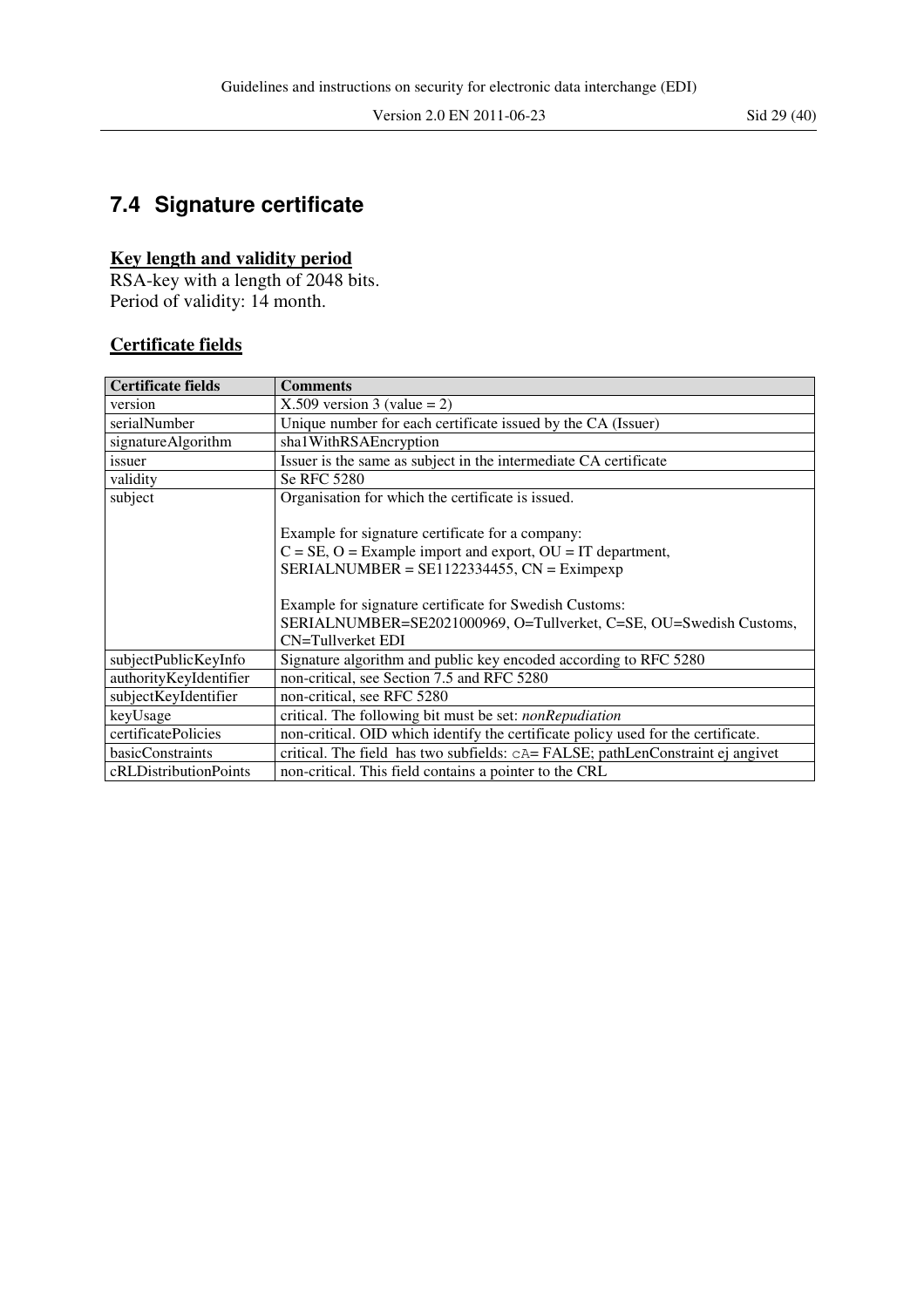## 7.4 Signature certificate

**Key length and validity period**

RSA-key with a length of 2048 bits.
Period of validity: 14 month.

**Certificate fields**

| Certificate fields | Comments |
|---|---|
| version | X.509 version 3 (value = 2) |
| serialNumber | Unique number for each certificate issued by the CA (Issuer) |
| signatureAlgorithm | sha1WithRSAEncryption |
| issuer | Issuer is the same as subject in the intermediate CA certificate |
| validity | Se RFC 5280 |
| subject | Organisation for which the certificate is issued.<br><br>Example for signature certificate for a company:<br>C = SE, O = Example import and export, OU = IT department, SERIALNUMBER = SE1122334455, CN = Eximpexp<br><br>Example for signature certificate for Swedish Customs:<br>SERIALNUMBER=SE2021000969, O=Tullverket, C=SE, OU=Swedish Customs, CN=Tullverket EDI |
| subjectPublicKeyInfo | Signature algorithm and public key encoded according to RFC 5280 |
| authorityKeyIdentifier | non-critical, see Section 7.5 and RFC 5280 |
| subjectKeyIdentifier | non-critical, see RFC 5280 |
| keyUsage | critical. The following bit must be set: *nonRepudiation* |
| certificatePolicies | non-critical. OID which identify the certificate policy used for the certificate. |
| basicConstraints | critical. The field has two subfields: cA= FALSE; pathLenConstraint ej angivet |
| cRLDistributionPoints | non-critical. This field contains a pointer to the CRL |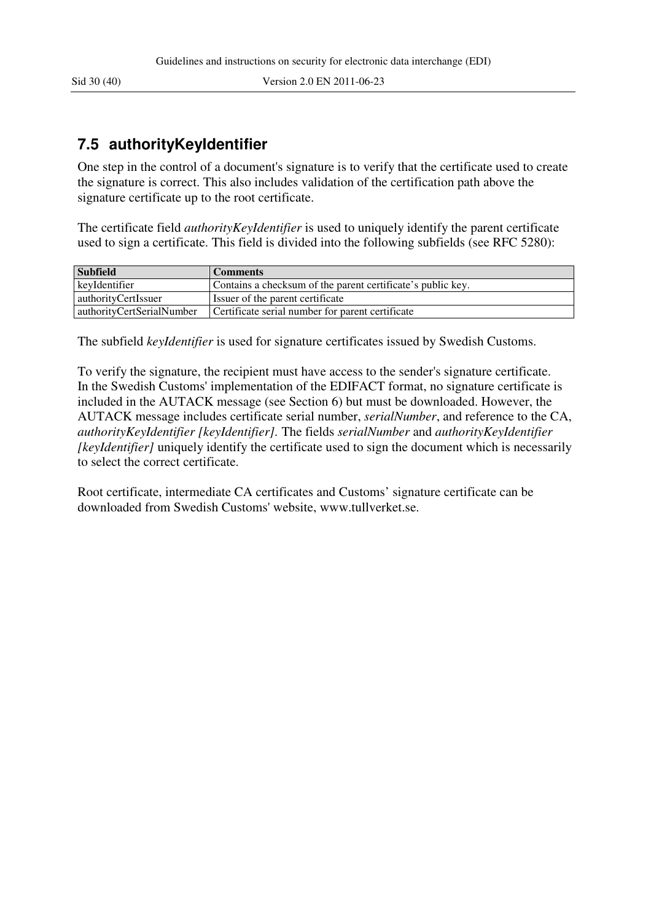## 7.5 authorityKeyIdentifier

One step in the control of a document's signature is to verify that the certificate used to create the signature is correct. This also includes validation of the certification path above the signature certificate up to the root certificate.

The certificate field *authorityKeyIdentifier* is used to uniquely identify the parent certificate used to sign a certificate. This field is divided into the following subfields (see RFC 5280):

| Subfield | Comments |
|---|---|
| keyIdentifier | Contains a checksum of the parent certificate's public key. |
| authorityCertIssuer | Issuer of the parent certificate |
| authorityCertSerialNumber | Certificate serial number for parent certificate |

The subfield *keyIdentifier* is used for signature certificates issued by Swedish Customs.

To verify the signature, the recipient must have access to the sender's signature certificate. In the Swedish Customs' implementation of the EDIFACT format, no signature certificate is included in the AUTACK message (see Section 6) but must be downloaded. However, the AUTACK message includes certificate serial number, *serialNumber*, and reference to the CA, *authorityKeyIdentifier [keyIdentifier].* The fields *serialNumber* and *authorityKeyIdentifier [keyIdentifier]* uniquely identify the certificate used to sign the document which is necessarily to select the correct certificate.

Root certificate, intermediate CA certificates and Customs' signature certificate can be downloaded from Swedish Customs' website, www.tullverket.se.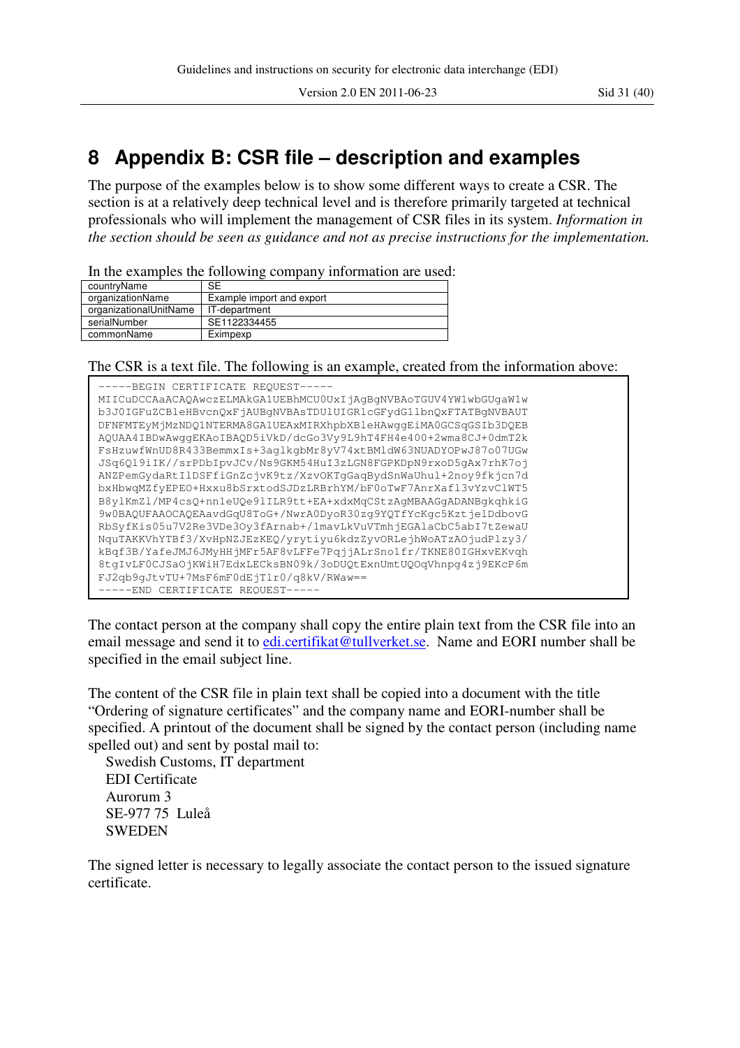# 8 Appendix B: CSR file – description and examples

The purpose of the examples below is to show some different ways to create a CSR. The section is at a relatively deep technical level and is therefore primarily targeted at technical professionals who will implement the management of CSR files in its system. *Information in the section should be seen as guidance and not as precise instructions for the implementation.*

In the examples the following company information are used:

| countryName | SE |
|---|---|
| organizationName | Example import and export |
| organizationalUnitName | IT-department |
| serialNumber | SE1122334455 |
| commonName | Eximpexp |

The CSR is a text file. The following is an example, created from the information above:

```
-----BEGIN CERTIFICATE REQUEST-----
MIICuDCCAaACAQAwczELMAkGA1UEBhMCU0UxIjAgBgNVBAoTGUV4YW1wbGUgaW1w
b3J0IGFuZCBleHBvcnQxFjAUBgNVBAsTDU1UIGR1cGFydG1lbnQxFTATBgNVBAUT
DFNFMTEyMjMzNDQ1NTERMA8GA1UEAxMIRXhpbXBleHAwggEiMA0GCSqGSIb3DQEB
AQUAA4IBDwAwggEKAoIBAQD5iVkD/dcGo3Vy9L9hT4FH4e400+2wma8CJ+0dmT2k
FsHzuwfWnUD8R433BemmxIs+3ag1kgbMr8yV74xtBMldW63NUADYOPwJ87o07UGw
JSq6Q19iIK//srPDbIpvJCv/Ns9GKM54HuI3zLGN8FGPKDpN9rxoD5gAx7rhK7oj
ANZPemGydaRtIlDSFfiGnZcjvK9tz/XzvOKTgGaqBydSnWaUhul+2noy9fkjcn7d
bxHbwqMZfyEPEO+Hxxu8bSrxtodSJDzLRBrhYM/bF0oTwF7AnrXaf13vYzvClWT5
B8ylKmZl/MP4csQ+nn1eUQe91ILR9tt+EA+xdxMqCStzAgMBAAGgADANBgkqhkiG
9w0BAQUFAAOCAQEAavdGqU8ToG+/NwrA0DyoR30zg9YQTfYcKgc5KztjelDdbovG
RbSyfKis05u7V2Re3VDe3Oy3fArnab+/1mavLkVuVTmhjEGAlaCbC5abI7tZewaU
NquTAKKVhYTBf3/XvHpNZJEzKEQ/yrytiyu6kdzZyvORLejhWoATzAOjudPlzy3/
kBqf3B/YafeJMJ6JMyHHjMFr5AF8vLFFe7PqjjALrSno1fr/TKNE80IGHxvEKvqh
8tgIvLF0CJSaOjKWiH7EdxLECksBN09k/3oDUQtExnUmtUQOqVhnpg4zj9EKcP6m
FJ2qb9gJtvTU+7MsF6mF0dEjTlr0/q8kV/RWaw==
-----END CERTIFICATE REQUEST-----
```

The contact person at the company shall copy the entire plain text from the CSR file into an email message and send it to [edi.certifikat@tullverket.se](mailto:edi.certifikat@tullverket.se). Name and EORI number shall be specified in the email subject line.

The content of the CSR file in plain text shall be copied into a document with the title "Ordering of signature certificates" and the company name and EORI-number shall be specified. A printout of the document shall be signed by the contact person (including name spelled out) and sent by postal mail to:

Swedish Customs, IT department
EDI Certificate
Aurorum 3
SE-977 75 Luleå
SWEDEN

The signed letter is necessary to legally associate the contact person to the issued signature certificate.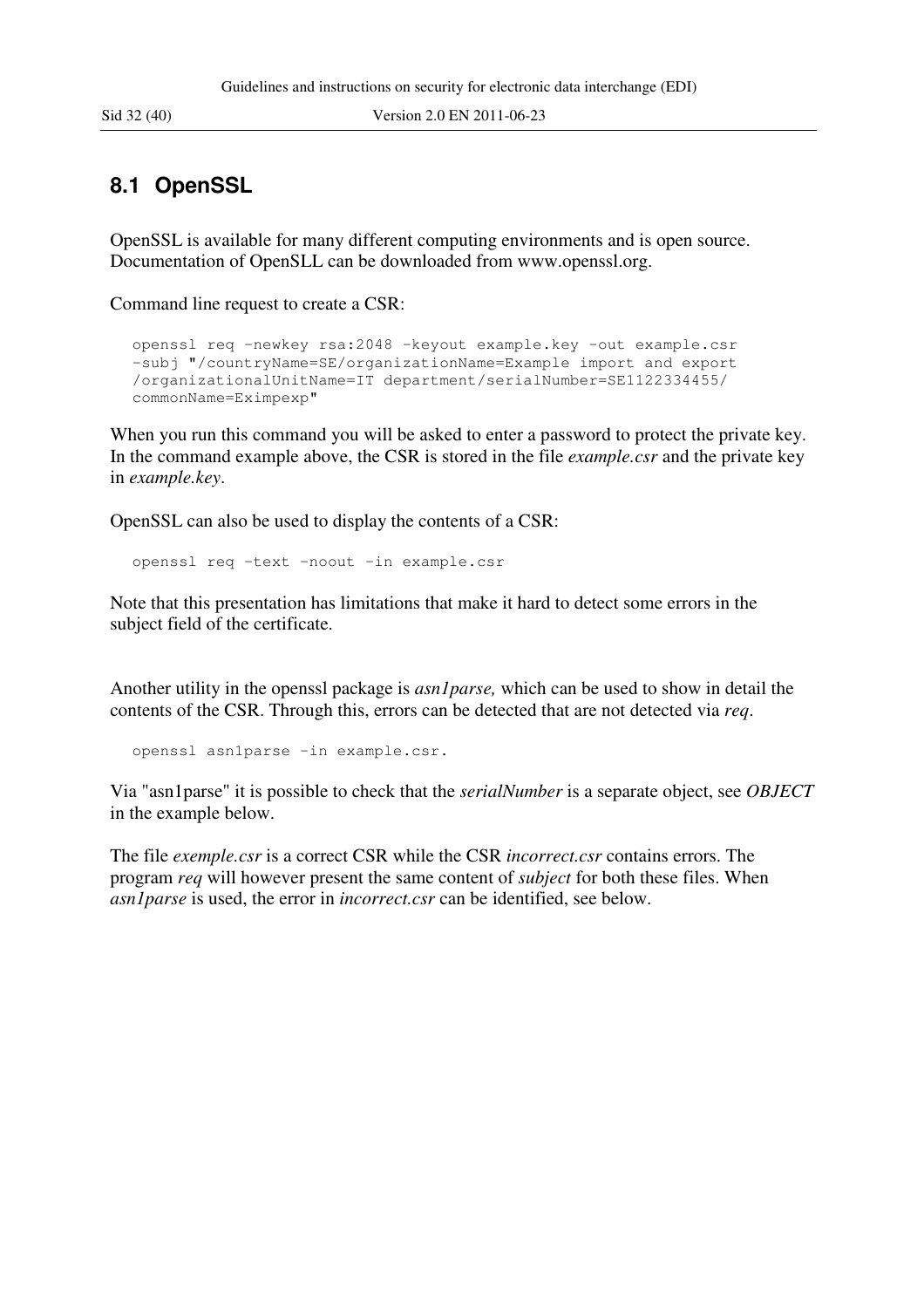## 8.1 OpenSSL

OpenSSL is available for many different computing environments and is open source. Documentation of OpenSLL can be downloaded from www.openssl.org.

Command line request to create a CSR:

```
openssl req -newkey rsa:2048 -keyout example.key -out example.csr
-subj "/countryName=SE/organizationName=Example import and export
/organizationalUnitName=IT department/serialNumber=SE1122334455/
commonName=Eximpexp"
```

When you run this command you will be asked to enter a password to protect the private key. In the command example above, the CSR is stored in the file *example.csr* and the private key in *example.key*.

OpenSSL can also be used to display the contents of a CSR:

```
openssl req -text -noout -in example.csr
```

Note that this presentation has limitations that make it hard to detect some errors in the subject field of the certificate.

Another utility in the openssl package is *asn1parse,* which can be used to show in detail the contents of the CSR. Through this, errors can be detected that are not detected via *req*.

```
openssl asn1parse -in example.csr.
```

Via "asn1parse" it is possible to check that the *serialNumber* is a separate object, see *OBJECT* in the example below.

The file *exemple.csr* is a correct CSR while the CSR *incorrect.csr* contains errors. The program *req* will however present the same content of *subject* for both these files. When *asn1parse* is used, the error in *incorrect.csr* can be identified, see below.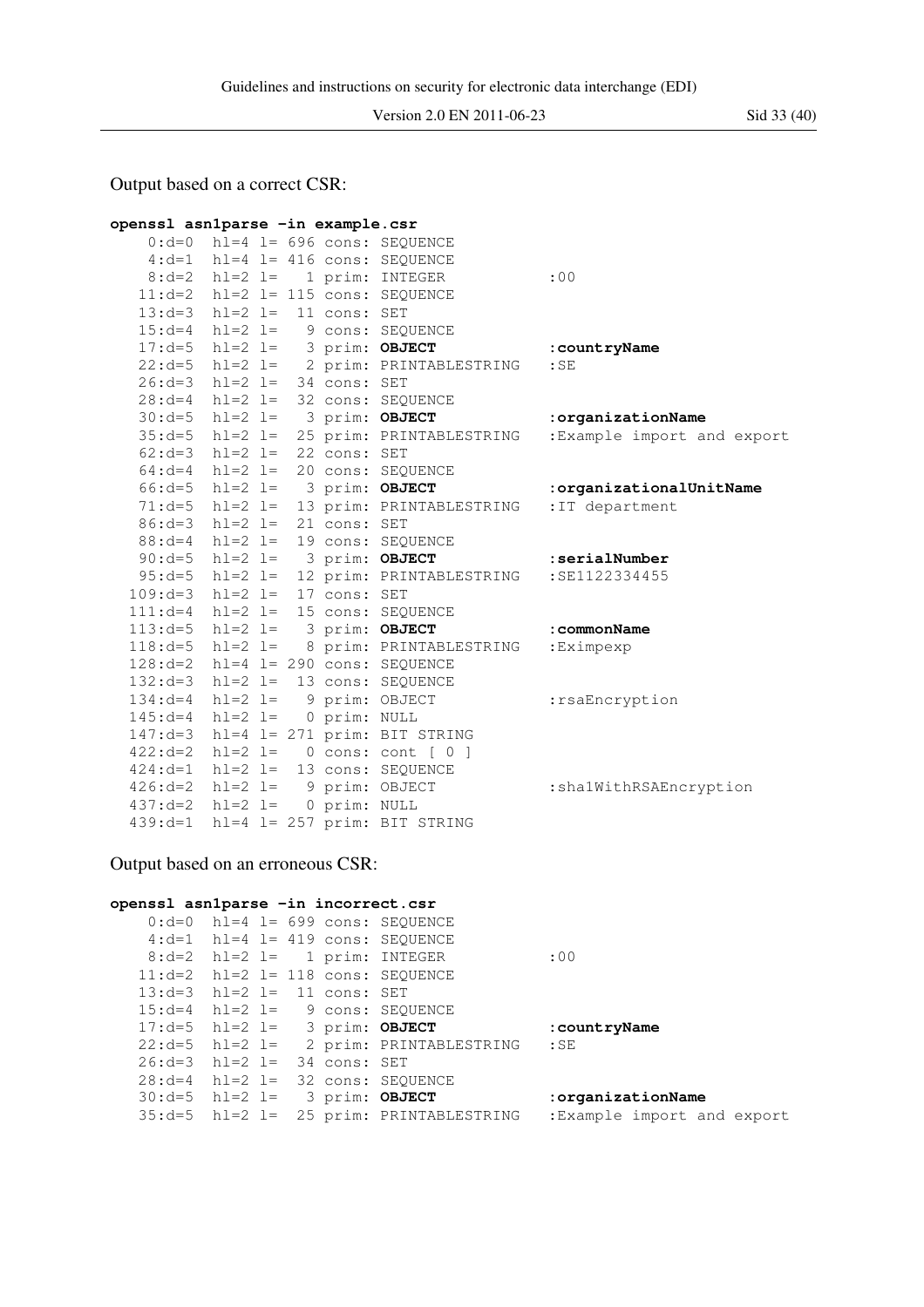Output based on a correct CSR:

```
openssl asn1parse -in example.csr
    0:d=0  hl=4 l= 696 cons: SEQUENCE
    4:d=1  hl=4 l= 416 cons: SEQUENCE
    8:d=2  hl=2 l=   1 prim: INTEGER           :00
   11:d=2  hl=2 l= 115 cons: SEQUENCE
   13:d=3  hl=2 l=  11 cons: SET
   15:d=4  hl=2 l=   9 cons: SEQUENCE
   17:d=5  hl=2 l=   3 prim: OBJECT            :countryName
   22:d=5  hl=2 l=   2 prim: PRINTABLESTRING   :SE
   26:d=3  hl=2 l=  34 cons: SET
   28:d=4  hl=2 l=  32 cons: SEQUENCE
   30:d=5  hl=2 l=   3 prim: OBJECT            :organizationName
   35:d=5  hl=2 l=  25 prim: PRINTABLESTRING   :Example import and export
   62:d=3  hl=2 l=  22 cons: SET
   64:d=4  hl=2 l=  20 cons: SEQUENCE
   66:d=5  hl=2 l=   3 prim: OBJECT            :organizationalUnitName
   71:d=5  hl=2 l=  13 prim: PRINTABLESTRING   :IT department
   86:d=3  hl=2 l=  21 cons: SET
   88:d=4  hl=2 l=  19 cons: SEQUENCE
   90:d=5  hl=2 l=   3 prim: OBJECT            :serialNumber
   95:d=5  hl=2 l=  12 prim: PRINTABLESTRING   :SE1122334455
  109:d=3  hl=2 l=  17 cons: SET
  111:d=4  hl=2 l=  15 cons: SEQUENCE
  113:d=5  hl=2 l=   3 prim: OBJECT            :commonName
  118:d=5  hl=2 l=   8 prim: PRINTABLESTRING   :Eximpexp
  128:d=2  hl=4 l= 290 cons: SEQUENCE
  132:d=3  hl=2 l=  13 cons: SEQUENCE
  134:d=4  hl=2 l=   9 prim: OBJECT            :rsaEncryption
  145:d=4  hl=2 l=   0 prim: NULL
  147:d=3  hl=4 l= 271 prim: BIT STRING
  422:d=2  hl=2 l=   0 cons: cont [ 0 ]
  424:d=1  hl=2 l=  13 cons: SEQUENCE
  426:d=2  hl=2 l=   9 prim: OBJECT            :sha1WithRSAEncryption
  437:d=2  hl=2 l=   0 prim: NULL
  439:d=1  hl=4 l= 257 prim: BIT STRING
```

Output based on an erroneous CSR:

```
openssl asn1parse -in incorrect.csr
    0:d=0  hl=4 l= 699 cons: SEQUENCE
    4:d=1  hl=4 l= 419 cons: SEQUENCE
    8:d=2  hl=2 l=   1 prim: INTEGER           :00
   11:d=2  hl=2 l= 118 cons: SEQUENCE
   13:d=3  hl=2 l=  11 cons: SET
   15:d=4  hl=2 l=   9 cons: SEQUENCE
   17:d=5  hl=2 l=   3 prim: OBJECT            :countryName
   22:d=5  hl=2 l=   2 prim: PRINTABLESTRING   :SE
   26:d=3  hl=2 l=  34 cons: SET
   28:d=4  hl=2 l=  32 cons: SEQUENCE
   30:d=5  hl=2 l=   3 prim: OBJECT            :organizationName
   35:d=5  hl=2 l=  25 prim: PRINTABLESTRING   :Example import and export
```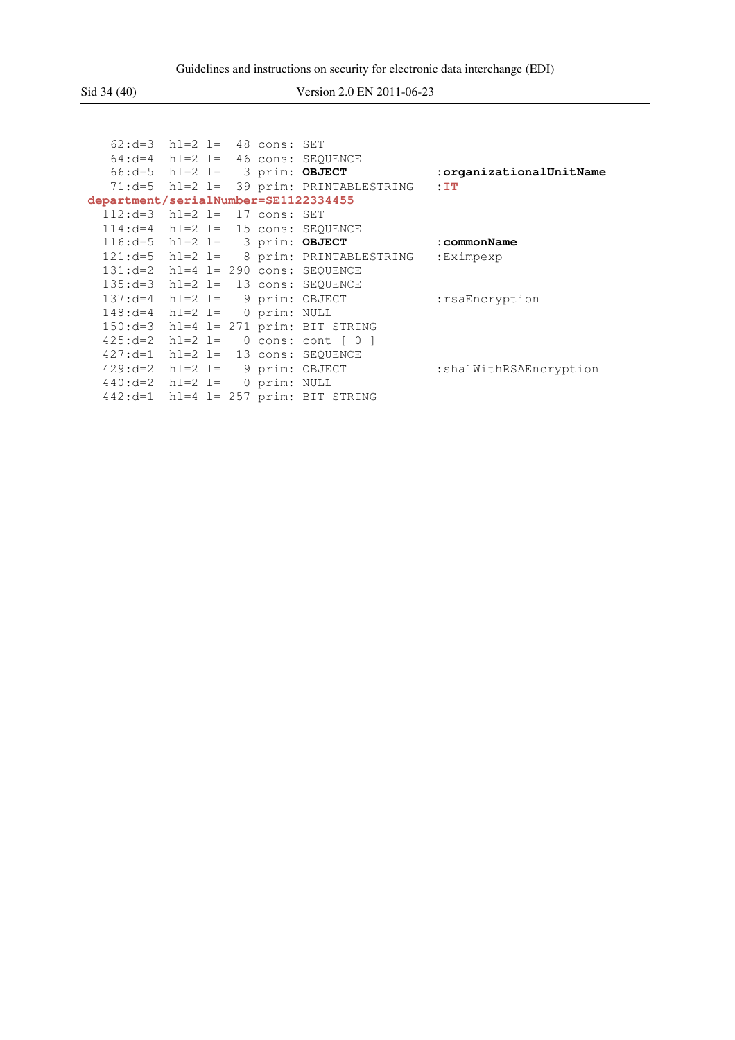```
   62:d=3  hl=2 l=  48 cons: SET
   64:d=4  hl=2 l=  46 cons: SEQUENCE
   66:d=5  hl=2 l=   3 prim: OBJECT            :organizationalUnitName
   71:d=5  hl=2 l=  39 prim: PRINTABLESTRING   :IT
department/serialNumber=SE1122334455
  112:d=3  hl=2 l=  17 cons: SET
  114:d=4  hl=2 l=  15 cons: SEQUENCE
  116:d=5  hl=2 l=   3 prim: OBJECT            :commonName
  121:d=5  hl=2 l=   8 prim: PRINTABLESTRING   :Eximpexp
  131:d=2  hl=4 l= 290 cons: SEQUENCE
  135:d=3  hl=2 l=  13 cons: SEQUENCE
  137:d=4  hl=2 l=   9 prim: OBJECT            :rsaEncryption
  148:d=4  hl=2 l=   0 prim: NULL
  150:d=3  hl=4 l= 271 prim: BIT STRING
  425:d=2  hl=2 l=   0 cons: cont [ 0 ]
  427:d=1  hl=2 l=  13 cons: SEQUENCE
  429:d=2  hl=2 l=   9 prim: OBJECT            :sha1WithRSAEncryption
  440:d=2  hl=2 l=   0 prim: NULL
  442:d=1  hl=4 l= 257 prim: BIT STRING
```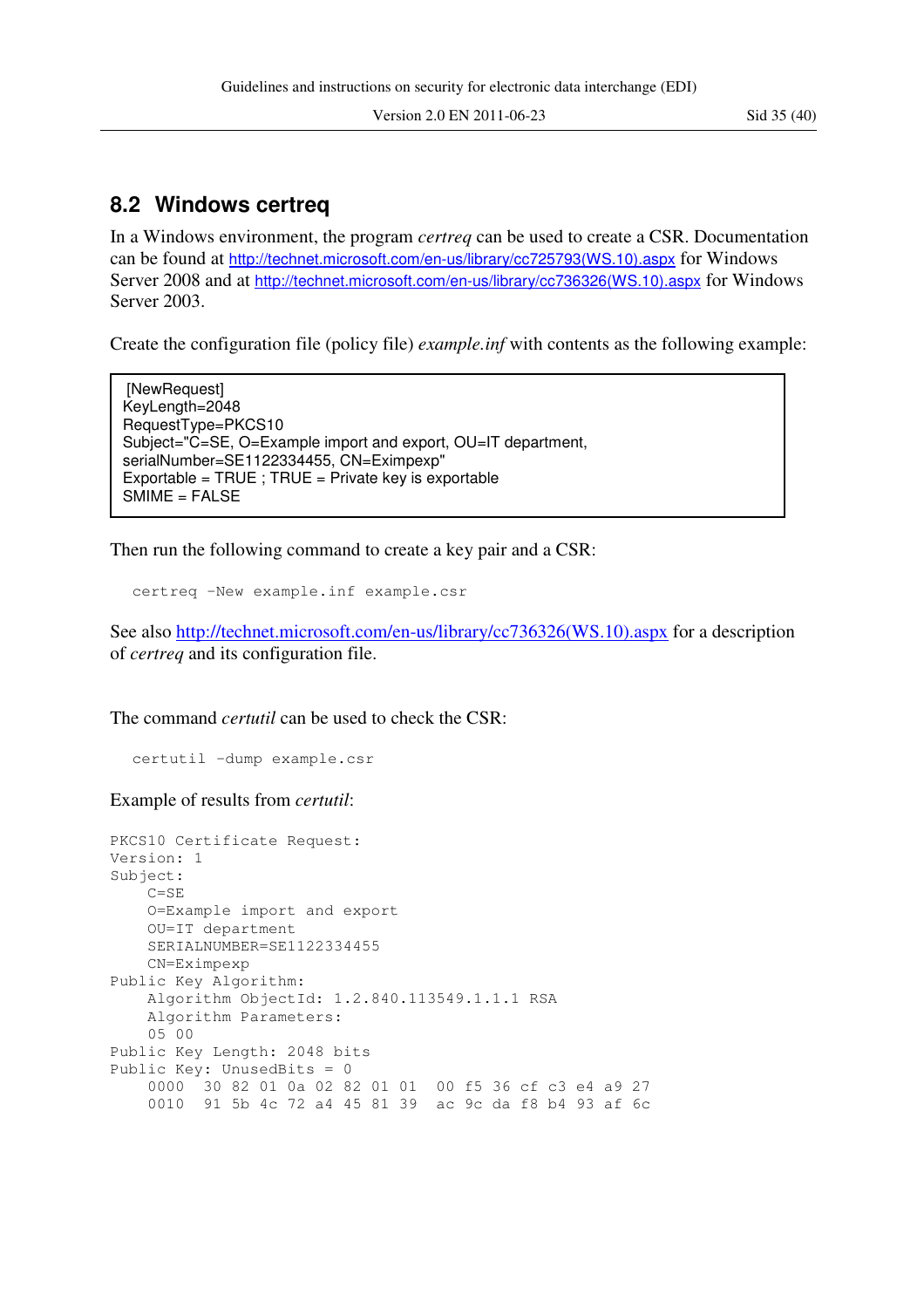## 8.2 Windows certreq

In a Windows environment, the program *certreq* can be used to create a CSR. Documentation can be found at http://technet.microsoft.com/en-us/library/cc725793(WS.10).aspx for Windows Server 2008 and at http://technet.microsoft.com/en-us/library/cc736326(WS.10).aspx for Windows Server 2003.

Create the configuration file (policy file) *example.inf* with contents as the following example:

```
[NewRequest]
KeyLength=2048
RequestType=PKCS10
Subject="C=SE, O=Example import and export, OU=IT department,
serialNumber=SE1122334455, CN=Eximpexp"
Exportable = TRUE ; TRUE = Private key is exportable
SMIME = FALSE
```

Then run the following command to create a key pair and a CSR:

```
certreq -New example.inf example.csr
```

See also http://technet.microsoft.com/en-us/library/cc736326(WS.10).aspx for a description of *certreq* and its configuration file.

The command *certutil* can be used to check the CSR:

```
certutil -dump example.csr
```

Example of results from *certutil*:

```
PKCS10 Certificate Request:
Version: 1
Subject:
    C=SE
    O=Example import and export
    OU=IT department
    SERIALNUMBER=SE1122334455
    CN=Eximpexp
Public Key Algorithm:
    Algorithm ObjectId: 1.2.840.113549.1.1.1 RSA
    Algorithm Parameters:
    05 00
Public Key Length: 2048 bits
Public Key: UnusedBits = 0
    0000  30 82 01 0a 02 82 01 01  00 f5 36 cf c3 e4 a9 27
    0010  91 5b 4c 72 a4 45 81 39  ac 9c da f8 b4 93 af 6c
```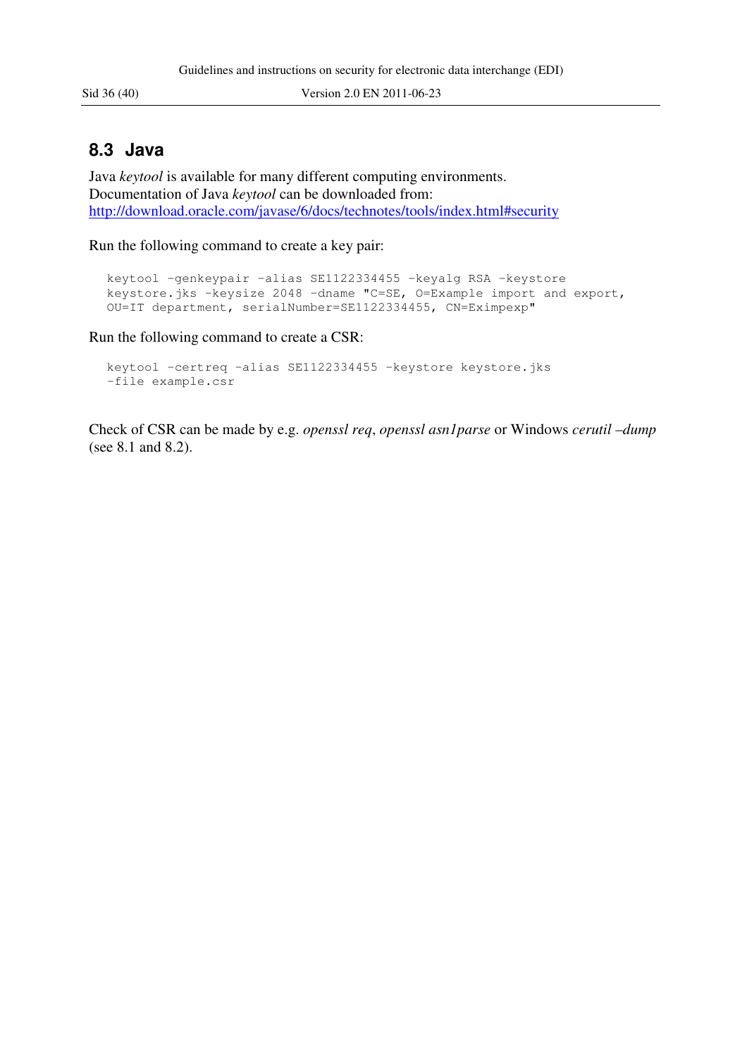## 8.3 Java

Java *keytool* is available for many different computing environments.
Documentation of Java *keytool* can be downloaded from:
http://download.oracle.com/javase/6/docs/technotes/tools/index.html#security

Run the following command to create a key pair:

```
keytool -genkeypair -alias SE1122334455 -keyalg RSA -keystore
keystore.jks -keysize 2048 -dname "C=SE, O=Example import and export,
OU=IT department, serialNumber=SE1122334455, CN=Eximpexp"
```

Run the following command to create a CSR:

```
keytool -certreq -alias SE1122334455 -keystore keystore.jks
-file example.csr
```

Check of CSR can be made by e.g. *openssl req*, *openssl asn1parse* or Windows *cerutil –dump* (see 8.1 and 8.2).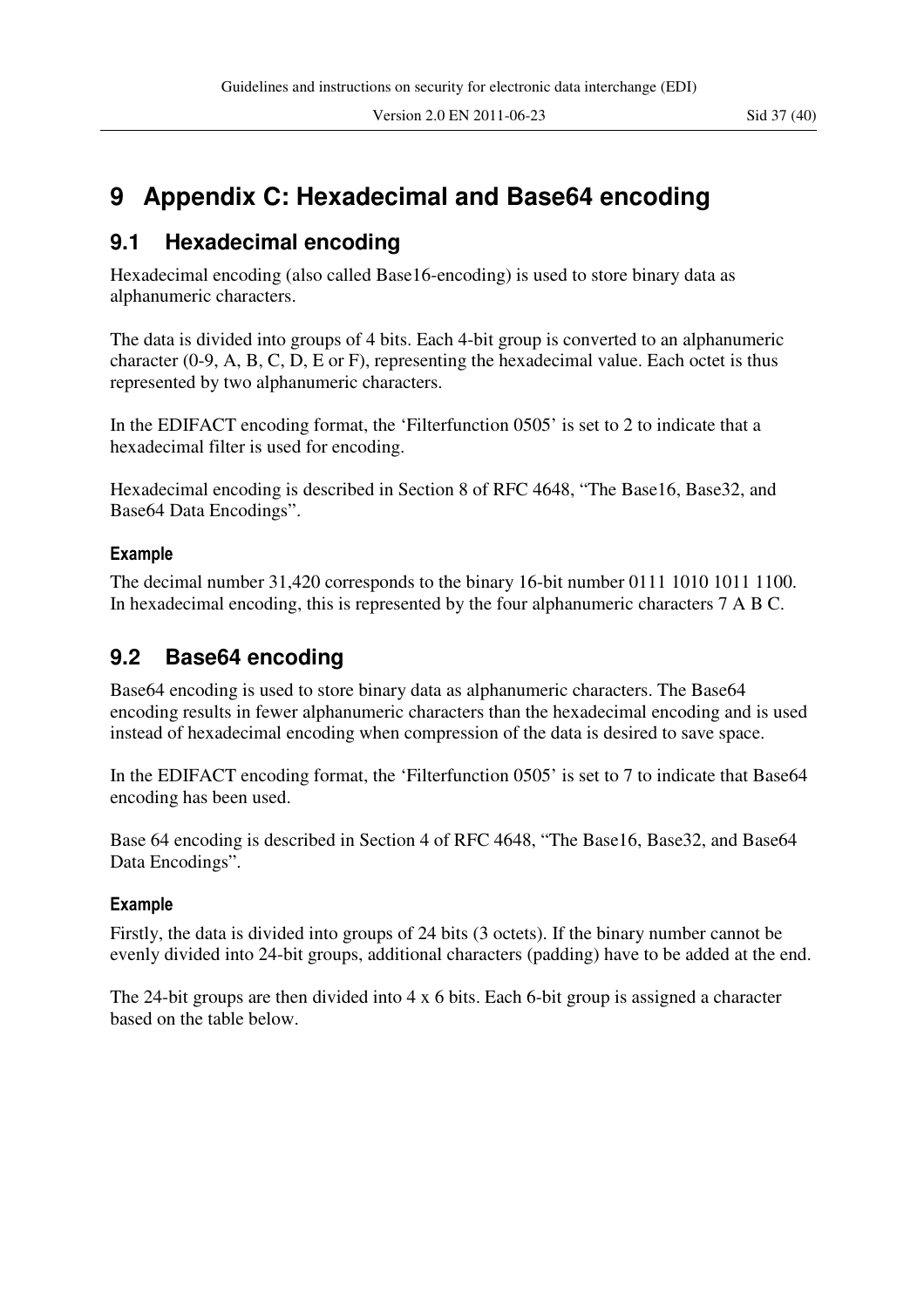# 9 Appendix C: Hexadecimal and Base64 encoding

## 9.1 Hexadecimal encoding

Hexadecimal encoding (also called Base16-encoding) is used to store binary data as alphanumeric characters.

The data is divided into groups of 4 bits. Each 4-bit group is converted to an alphanumeric character (0-9, A, B, C, D, E or F), representing the hexadecimal value. Each octet is thus represented by two alphanumeric characters.

In the EDIFACT encoding format, the 'Filterfunction 0505' is set to 2 to indicate that a hexadecimal filter is used for encoding.

Hexadecimal encoding is described in Section 8 of RFC 4648, "The Base16, Base32, and Base64 Data Encodings".

#### Example

The decimal number 31,420 corresponds to the binary 16-bit number 0111 1010 1011 1100. In hexadecimal encoding, this is represented by the four alphanumeric characters 7 A B C.

## 9.2 Base64 encoding

Base64 encoding is used to store binary data as alphanumeric characters. The Base64 encoding results in fewer alphanumeric characters than the hexadecimal encoding and is used instead of hexadecimal encoding when compression of the data is desired to save space.

In the EDIFACT encoding format, the 'Filterfunction 0505' is set to 7 to indicate that Base64 encoding has been used.

Base 64 encoding is described in Section 4 of RFC 4648, "The Base16, Base32, and Base64 Data Encodings".

#### Example

Firstly, the data is divided into groups of 24 bits (3 octets). If the binary number cannot be evenly divided into 24-bit groups, additional characters (padding) have to be added at the end.

The 24-bit groups are then divided into 4 x 6 bits. Each 6-bit group is assigned a character based on the table below.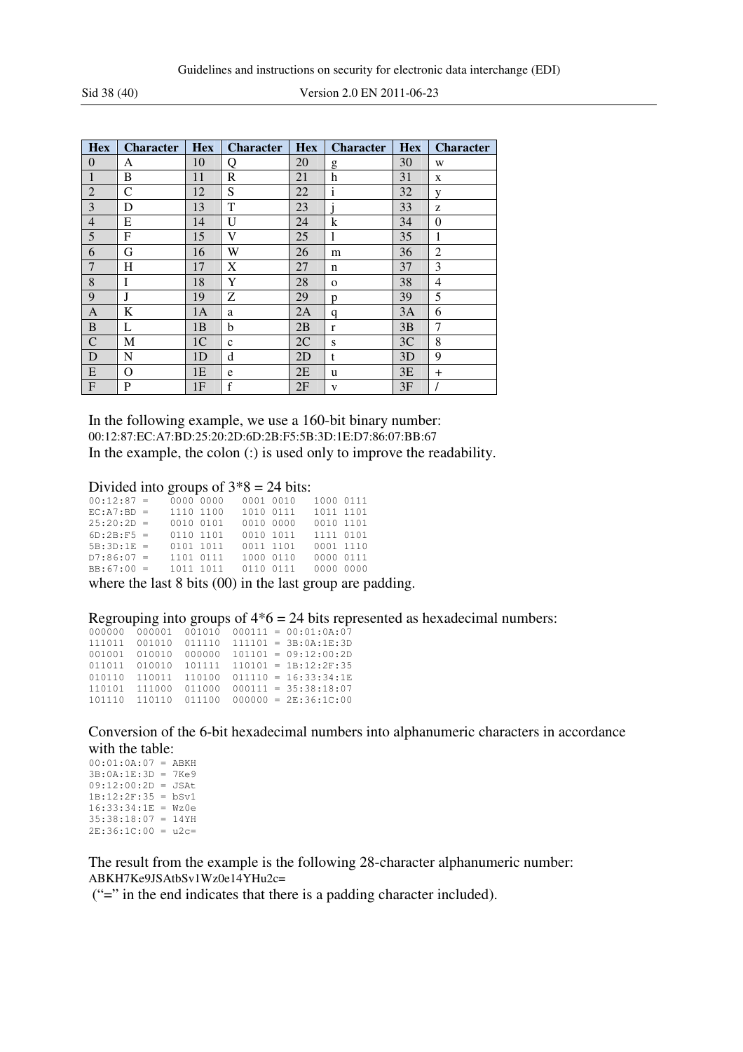| Hex | Character | Hex | Character | Hex | Character | Hex | Character |
|---|---|---|---|---|---|---|---|
| 0 | A | 10 | Q | 20 | g | 30 | w |
| 1 | B | 11 | R | 21 | h | 31 | x |
| 2 | C | 12 | S | 22 | i | 32 | y |
| 3 | D | 13 | T | 23 | j | 33 | z |
| 4 | E | 14 | U | 24 | k | 34 | 0 |
| 5 | F | 15 | V | 25 | l | 35 | 1 |
| 6 | G | 16 | W | 26 | m | 36 | 2 |
| 7 | H | 17 | X | 27 | n | 37 | 3 |
| 8 | I | 18 | Y | 28 | o | 38 | 4 |
| 9 | J | 19 | Z | 29 | p | 39 | 5 |
| A | K | 1A | a | 2A | q | 3A | 6 |
| B | L | 1B | b | 2B | r | 3B | 7 |
| C | M | 1C | c | 2C | s | 3C | 8 |
| D | N | 1D | d | 2D | t | 3D | 9 |
| E | O | 1E | e | 2E | u | 3E | + |
| F | P | 1F | f | 2F | v | 3F | / |

In the following example, we use a 160-bit binary number:
00:12:87:EC:A7:BD:25:20:2D:6D:2B:F5:5B:3D:1E:D7:86:07:BB:67
In the example, the colon (:) is used only to improve the readability.

Divided into groups of 3*8 = 24 bits:

```
00:12:87 =    0000 0000   0001 0010   1000 0111
EC:A7:BD =    1110 1100   1010 0111   1011 1101
25:20:2D =    0010 0101   0010 0000   0010 1101
6D:2B:F5 =    0110 1101   0010 1011   1111 0101
5B:3D:1E =    0101 1011   0011 1101   0001 1110
D7:86:07 =    1101 0111   1000 0110   0000 0111
BB:67:00 =    1011 1011   0110 0111   0000 0000
```

where the last 8 bits (00) in the last group are padding.

Regrouping into groups of 4*6 = 24 bits represented as hexadecimal numbers:

```
000000  000001  001010  000111 = 00:01:0A:07
111011  001010  011110  111101 = 3B:0A:1E:3D
001001  010010  000000  101101 = 09:12:00:2D
011011  010010  101111  110101 = 1B:12:2F:35
010110  110011  110100  011110 = 16:33:34:1E
110101  111000  011000  000111 = 35:38:18:07
101110  110110  011100  000000 = 2E:36:1C:00
```

Conversion of the 6-bit hexadecimal numbers into alphanumeric characters in accordance with the table:

```
00:01:0A:07 = ABKH
3B:0A:1E:3D = 7Ke9
09:12:00:2D = JSAt
1B:12:2F:35 = bSv1
16:33:34:1E = Wz0e
35:38:18:07 = 14YH
2E:36:1C:00 = u2c=
```

The result from the example is the following 28-character alphanumeric number:
ABKH7Ke9JSAtbSv1Wz0e14YHu2c=
("=" in the end indicates that there is a padding character included).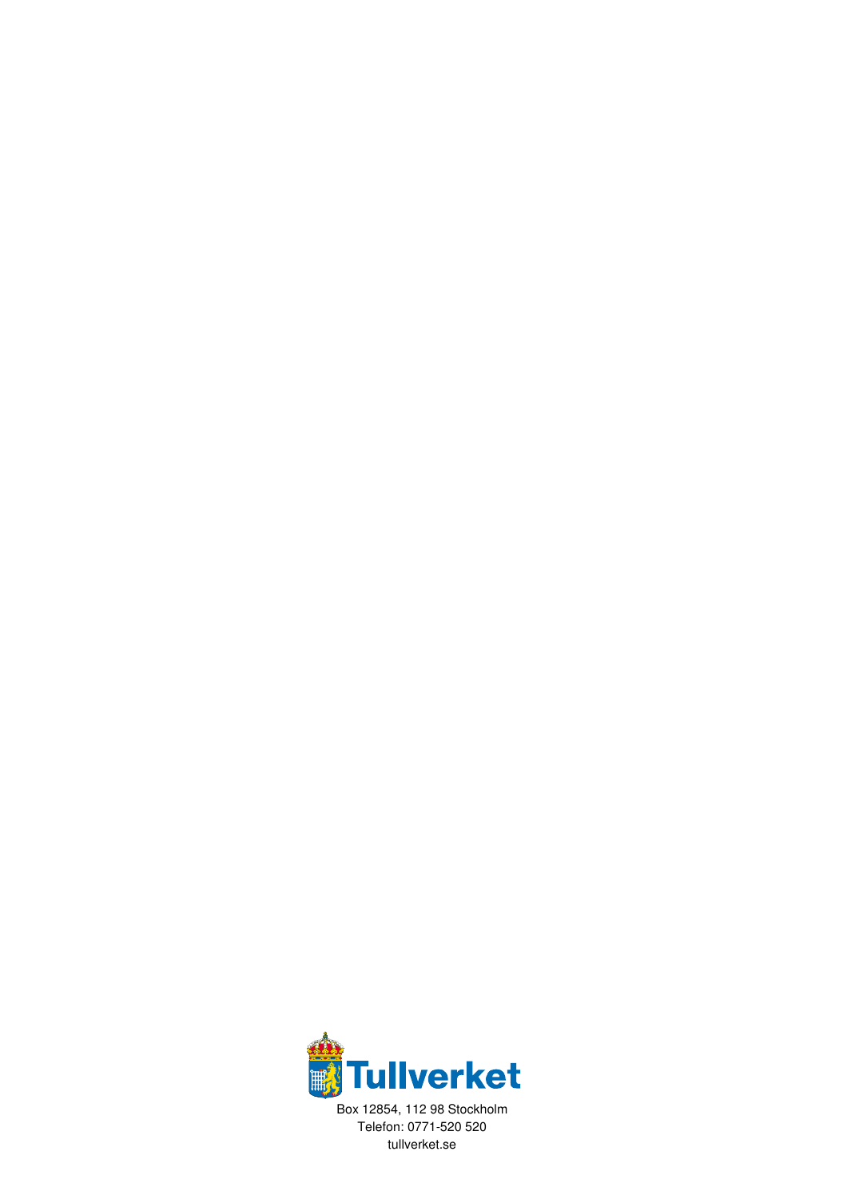Tullverket

Box 12854, 112 98 Stockholm

Telefon: 0771-520 520

tullverket.se